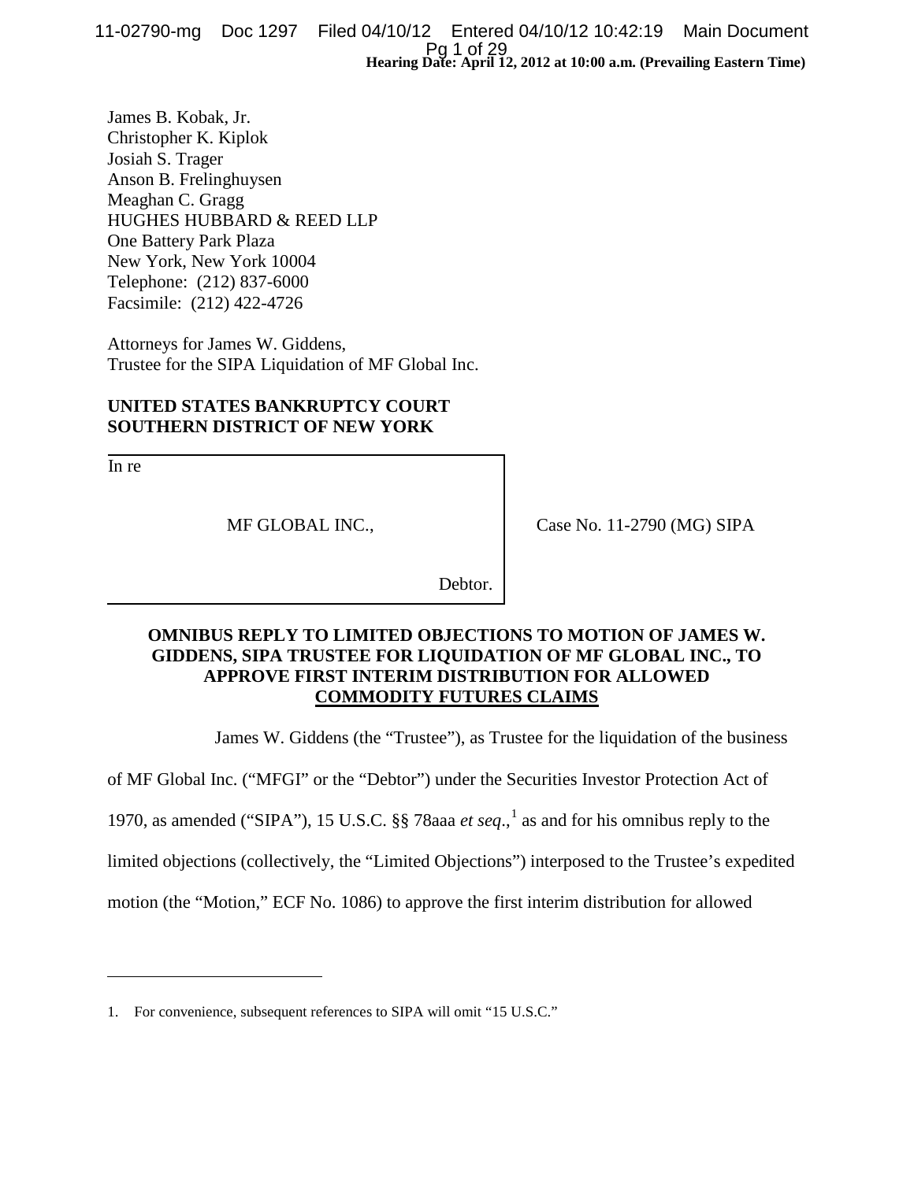Hearing Date: April 12, 2012 at 10:00 a.m. (Prevailing Eastern Time)

James B. Kobak, Jr.
Christopher K. Kiplok
Josiah S. Trager
Anson B. Frelinghuysen
Meaghan C. Gragg
HUGHES HUBBARD & REED LLP
One Battery Park Plaza
New York, New York 10004
Telephone: (212) 837-6000
Facsimile: (212) 422-4726

Attorneys for James W. Giddens,
Trustee for the SIPA Liquidation of MF Global Inc.

**UNITED STATES BANKRUPTCY COURT**
**SOUTHERN DISTRICT OF NEW YORK**

| | |
|---|---|
| In re<br><br>MF GLOBAL INC.,<br><br>Debtor. | Case No. 11-2790 (MG) SIPA |

**OMNIBUS REPLY TO LIMITED OBJECTIONS TO MOTION OF JAMES W. GIDDENS, SIPA TRUSTEE FOR LIQUIDATION OF MF GLOBAL INC., TO APPROVE FIRST INTERIM DISTRIBUTION FOR ALLOWED COMMODITY FUTURES CLAIMS**

James W. Giddens (the "Trustee"), as Trustee for the liquidation of the business of MF Global Inc. ("MFGI" or the "Debtor") under the Securities Investor Protection Act of 1970, as amended ("SIPA"), 15 U.S.C. §§ 78aaa *et seq*.,[1] as and for his omnibus reply to the limited objections (collectively, the "Limited Objections") interposed to the Trustee's expedited motion (the "Motion," ECF No. 1086) to approve the first interim distribution for allowed

1. For convenience, subsequent references to SIPA will omit "15 U.S.C."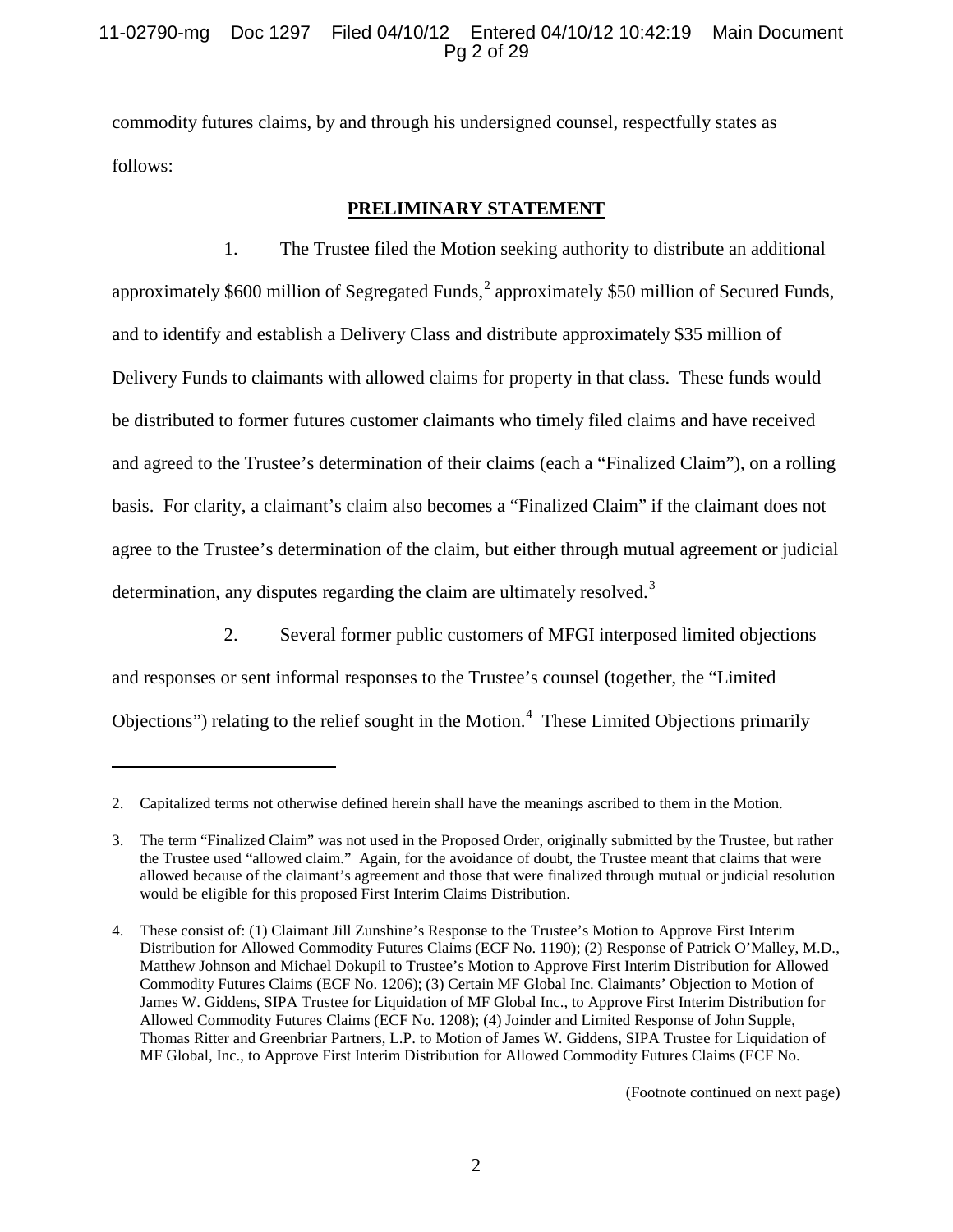commodity futures claims, by and through his undersigned counsel, respectfully states as follows:

## PRELIMINARY STATEMENT

1. The Trustee filed the Motion seeking authority to distribute an additional approximately $600 million of Segregated Funds,[2] approximately $50 million of Secured Funds, and to identify and establish a Delivery Class and distribute approximately $35 million of Delivery Funds to claimants with allowed claims for property in that class. These funds would be distributed to former futures customer claimants who timely filed claims and have received and agreed to the Trustee's determination of their claims (each a "Finalized Claim"), on a rolling basis. For clarity, a claimant's claim also becomes a "Finalized Claim" if the claimant does not agree to the Trustee's determination of the claim, but either through mutual agreement or judicial determination, any disputes regarding the claim are ultimately resolved.[3]

2. Several former public customers of MFGI interposed limited objections and responses or sent informal responses to the Trustee's counsel (together, the "Limited Objections") relating to the relief sought in the Motion.[4] These Limited Objections primarily

---

2. Capitalized terms not otherwise defined herein shall have the meanings ascribed to them in the Motion.

3. The term "Finalized Claim" was not used in the Proposed Order, originally submitted by the Trustee, but rather the Trustee used "allowed claim." Again, for the avoidance of doubt, the Trustee meant that claims that were allowed because of the claimant's agreement and those that were finalized through mutual or judicial resolution would be eligible for this proposed First Interim Claims Distribution.

4. These consist of: (1) Claimant Jill Zunshine's Response to the Trustee's Motion to Approve First Interim Distribution for Allowed Commodity Futures Claims (ECF No. 1190); (2) Response of Patrick O'Malley, M.D., Matthew Johnson and Michael Dokupil to Trustee's Motion to Approve First Interim Distribution for Allowed Commodity Futures Claims (ECF No. 1206); (3) Certain MF Global Inc. Claimants' Objection to Motion of James W. Giddens, SIPA Trustee for Liquidation of MF Global Inc., to Approve First Interim Distribution for Allowed Commodity Futures Claims (ECF No. 1208); (4) Joinder and Limited Response of John Supple, Thomas Ritter and Greenbriar Partners, L.P. to Motion of James W. Giddens, SIPA Trustee for Liquidation of MF Global, Inc., to Approve First Interim Distribution for Allowed Commodity Futures Claims (ECF No.

(Footnote continued on next page)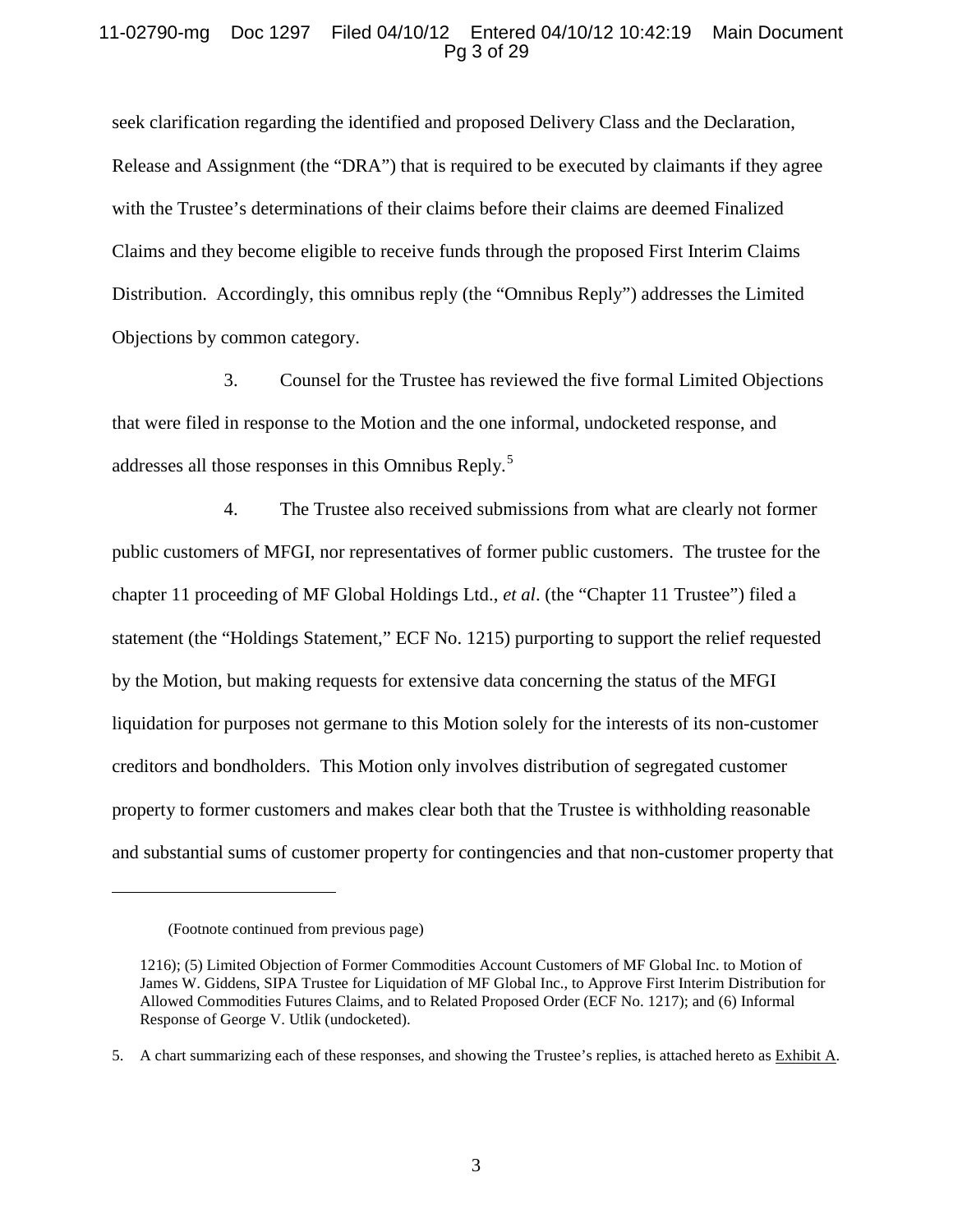seek clarification regarding the identified and proposed Delivery Class and the Declaration, Release and Assignment (the "DRA") that is required to be executed by claimants if they agree with the Trustee's determinations of their claims before their claims are deemed Finalized Claims and they become eligible to receive funds through the proposed First Interim Claims Distribution. Accordingly, this omnibus reply (the "Omnibus Reply") addresses the Limited Objections by common category.

3. Counsel for the Trustee has reviewed the five formal Limited Objections that were filed in response to the Motion and the one informal, undocketed response, and addresses all those responses in this Omnibus Reply.[5]

4. The Trustee also received submissions from what are clearly not former public customers of MFGI, nor representatives of former public customers. The trustee for the chapter 11 proceeding of MF Global Holdings Ltd., *et al*. (the "Chapter 11 Trustee") filed a statement (the "Holdings Statement," ECF No. 1215) purporting to support the relief requested by the Motion, but making requests for extensive data concerning the status of the MFGI liquidation for purposes not germane to this Motion solely for the interests of its non-customer creditors and bondholders. This Motion only involves distribution of segregated customer property to former customers and makes clear both that the Trustee is withholding reasonable and substantial sums of customer property for contingencies and that non-customer property that

---

(Footnote continued from previous page)

1216); (5) Limited Objection of Former Commodities Account Customers of MF Global Inc. to Motion of James W. Giddens, SIPA Trustee for Liquidation of MF Global Inc., to Approve First Interim Distribution for Allowed Commodities Futures Claims, and to Related Proposed Order (ECF No. 1217); and (6) Informal Response of George V. Utlik (undocketed).

5. A chart summarizing each of these responses, and showing the Trustee's replies, is attached hereto as Exhibit A.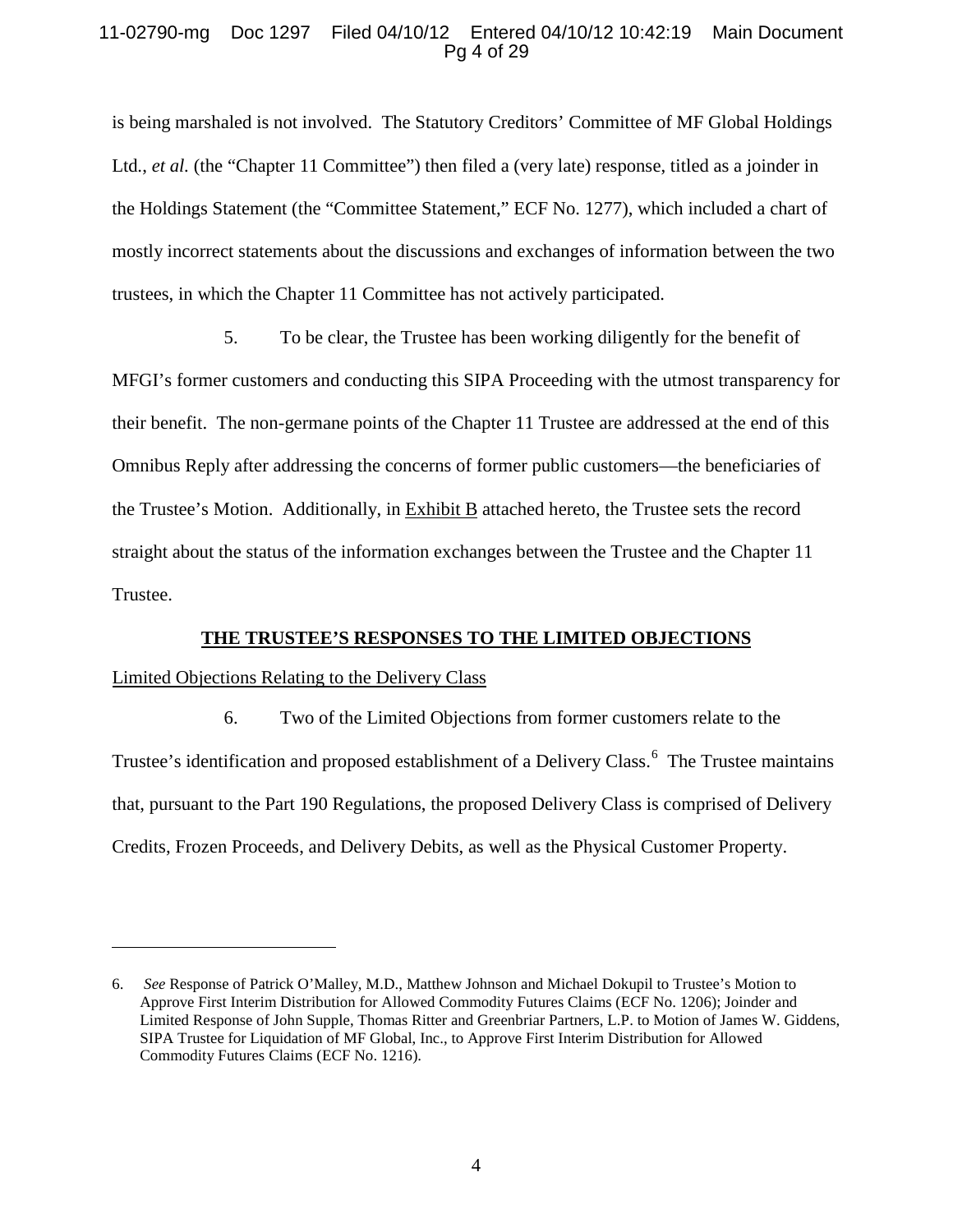is being marshaled is not involved. The Statutory Creditors' Committee of MF Global Holdings Ltd., *et al.* (the "Chapter 11 Committee") then filed a (very late) response, titled as a joinder in the Holdings Statement (the "Committee Statement," ECF No. 1277), which included a chart of mostly incorrect statements about the discussions and exchanges of information between the two trustees, in which the Chapter 11 Committee has not actively participated.

5. To be clear, the Trustee has been working diligently for the benefit of MFGI's former customers and conducting this SIPA Proceeding with the utmost transparency for their benefit. The non-germane points of the Chapter 11 Trustee are addressed at the end of this Omnibus Reply after addressing the concerns of former public customers—the beneficiaries of the Trustee's Motion. Additionally, in <u>Exhibit B</u> attached hereto, the Trustee sets the record straight about the status of the information exchanges between the Trustee and the Chapter 11 Trustee.

## <u>THE TRUSTEE'S RESPONSES TO THE LIMITED OBJECTIONS</u>

<u>Limited Objections Relating to the Delivery Class</u>

6. Two of the Limited Objections from former customers relate to the Trustee's identification and proposed establishment of a Delivery Class.[6] The Trustee maintains that, pursuant to the Part 190 Regulations, the proposed Delivery Class is comprised of Delivery Credits, Frozen Proceeds, and Delivery Debits, as well as the Physical Customer Property.

---

6. *See* Response of Patrick O'Malley, M.D., Matthew Johnson and Michael Dokupil to Trustee's Motion to Approve First Interim Distribution for Allowed Commodity Futures Claims (ECF No. 1206); Joinder and Limited Response of John Supple, Thomas Ritter and Greenbriar Partners, L.P. to Motion of James W. Giddens, SIPA Trustee for Liquidation of MF Global, Inc., to Approve First Interim Distribution for Allowed Commodity Futures Claims (ECF No. 1216).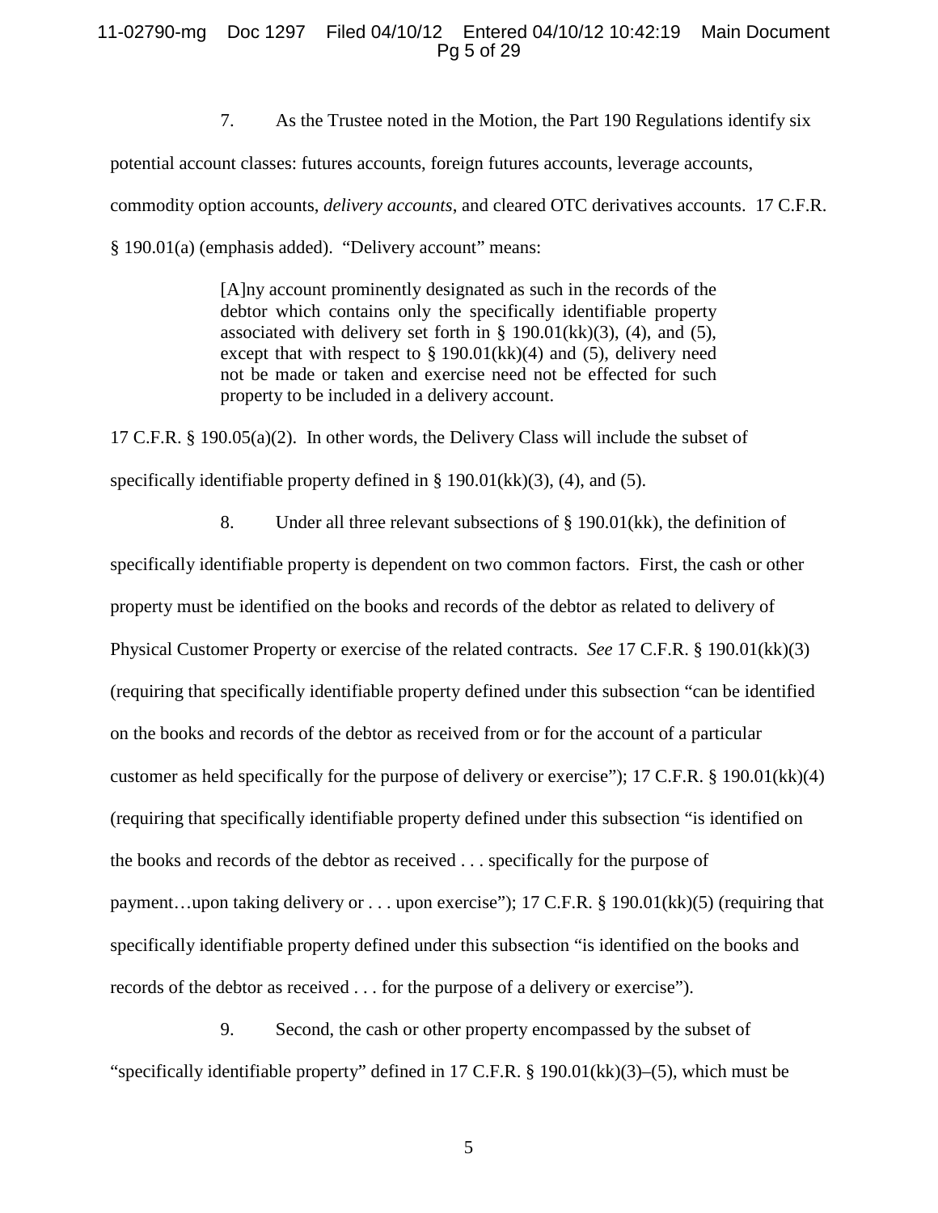7. As the Trustee noted in the Motion, the Part 190 Regulations identify six potential account classes: futures accounts, foreign futures accounts, leverage accounts, commodity option accounts, *delivery accounts*, and cleared OTC derivatives accounts. 17 C.F.R. § 190.01(a) (emphasis added). "Delivery account" means:

> [A]ny account prominently designated as such in the records of the debtor which contains only the specifically identifiable property associated with delivery set forth in § 190.01(kk)(3), (4), and (5), except that with respect to § 190.01(kk)(4) and (5), delivery need not be made or taken and exercise need not be effected for such property to be included in a delivery account.

17 C.F.R. § 190.05(a)(2). In other words, the Delivery Class will include the subset of specifically identifiable property defined in § 190.01(kk)(3), (4), and (5).

8. Under all three relevant subsections of § 190.01(kk), the definition of specifically identifiable property is dependent on two common factors. First, the cash or other property must be identified on the books and records of the debtor as related to delivery of Physical Customer Property or exercise of the related contracts. *See* 17 C.F.R. § 190.01(kk)(3) (requiring that specifically identifiable property defined under this subsection "can be identified on the books and records of the debtor as received from or for the account of a particular customer as held specifically for the purpose of delivery or exercise"); 17 C.F.R. § 190.01(kk)(4) (requiring that specifically identifiable property defined under this subsection "is identified on the books and records of the debtor as received . . . specifically for the purpose of payment…upon taking delivery or . . . upon exercise"); 17 C.F.R. § 190.01(kk)(5) (requiring that specifically identifiable property defined under this subsection "is identified on the books and records of the debtor as received . . . for the purpose of a delivery or exercise").

9. Second, the cash or other property encompassed by the subset of "specifically identifiable property" defined in 17 C.F.R. § 190.01(kk)(3)–(5), which must be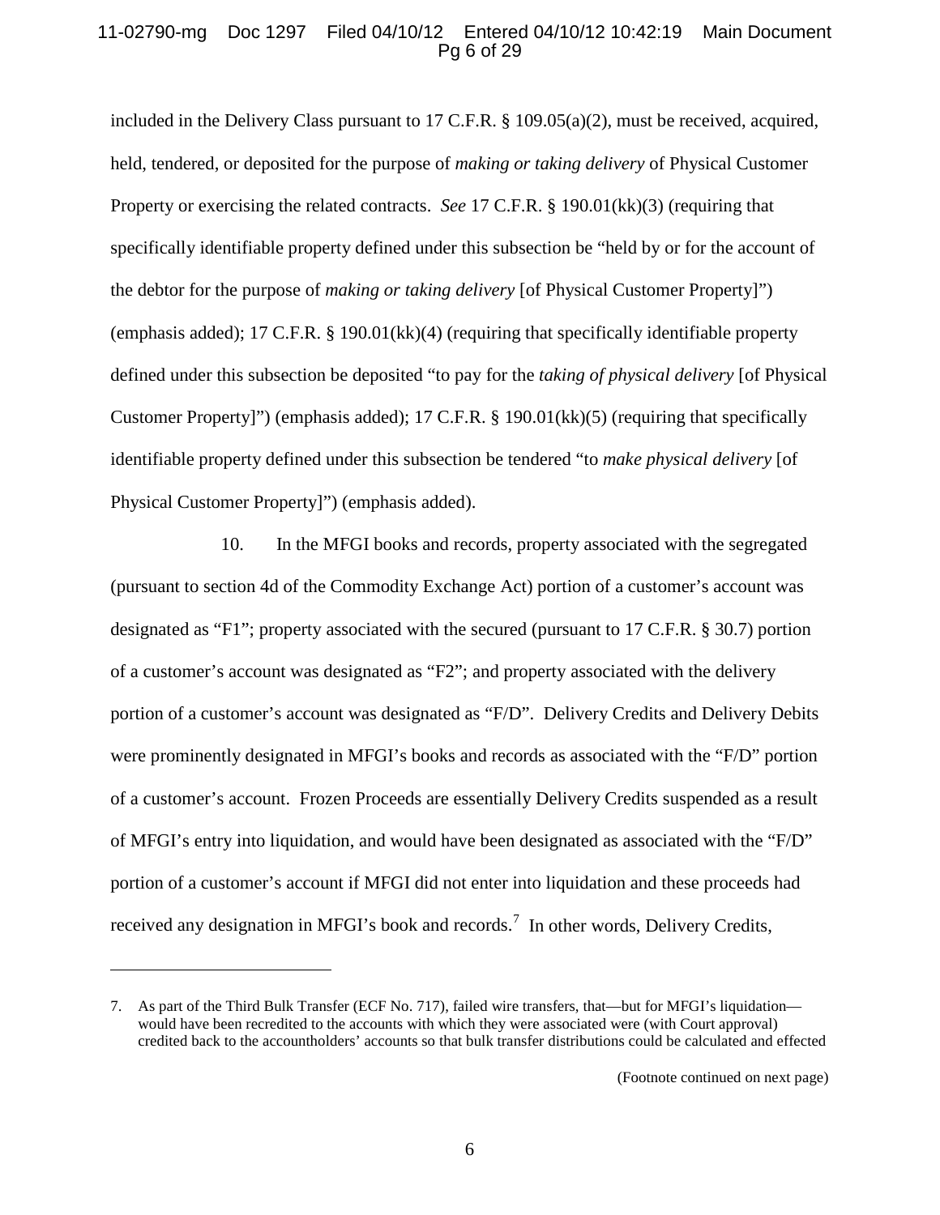included in the Delivery Class pursuant to 17 C.F.R. § 109.05(a)(2), must be received, acquired, held, tendered, or deposited for the purpose of *making or taking delivery* of Physical Customer Property or exercising the related contracts. *See* 17 C.F.R. § 190.01(kk)(3) (requiring that specifically identifiable property defined under this subsection be "held by or for the account of the debtor for the purpose of *making or taking delivery* [of Physical Customer Property]") (emphasis added); 17 C.F.R. § 190.01(kk)(4) (requiring that specifically identifiable property defined under this subsection be deposited "to pay for the *taking of physical delivery* [of Physical Customer Property]") (emphasis added); 17 C.F.R. § 190.01(kk)(5) (requiring that specifically identifiable property defined under this subsection be tendered "to *make physical delivery* [of Physical Customer Property]") (emphasis added).

10. In the MFGI books and records, property associated with the segregated (pursuant to section 4d of the Commodity Exchange Act) portion of a customer's account was designated as "F1"; property associated with the secured (pursuant to 17 C.F.R. § 30.7) portion of a customer's account was designated as "F2"; and property associated with the delivery portion of a customer's account was designated as "F/D". Delivery Credits and Delivery Debits were prominently designated in MFGI's books and records as associated with the "F/D" portion of a customer's account. Frozen Proceeds are essentially Delivery Credits suspended as a result of MFGI's entry into liquidation, and would have been designated as associated with the "F/D" portion of a customer's account if MFGI did not enter into liquidation and these proceeds had received any designation in MFGI's book and records.[7] In other words, Delivery Credits,

---

7. As part of the Third Bulk Transfer (ECF No. 717), failed wire transfers, that—but for MFGI's liquidation—would have been recredited to the accounts with which they were associated were (with Court approval) credited back to the accountholders' accounts so that bulk transfer distributions could be calculated and effected

(Footnote continued on next page)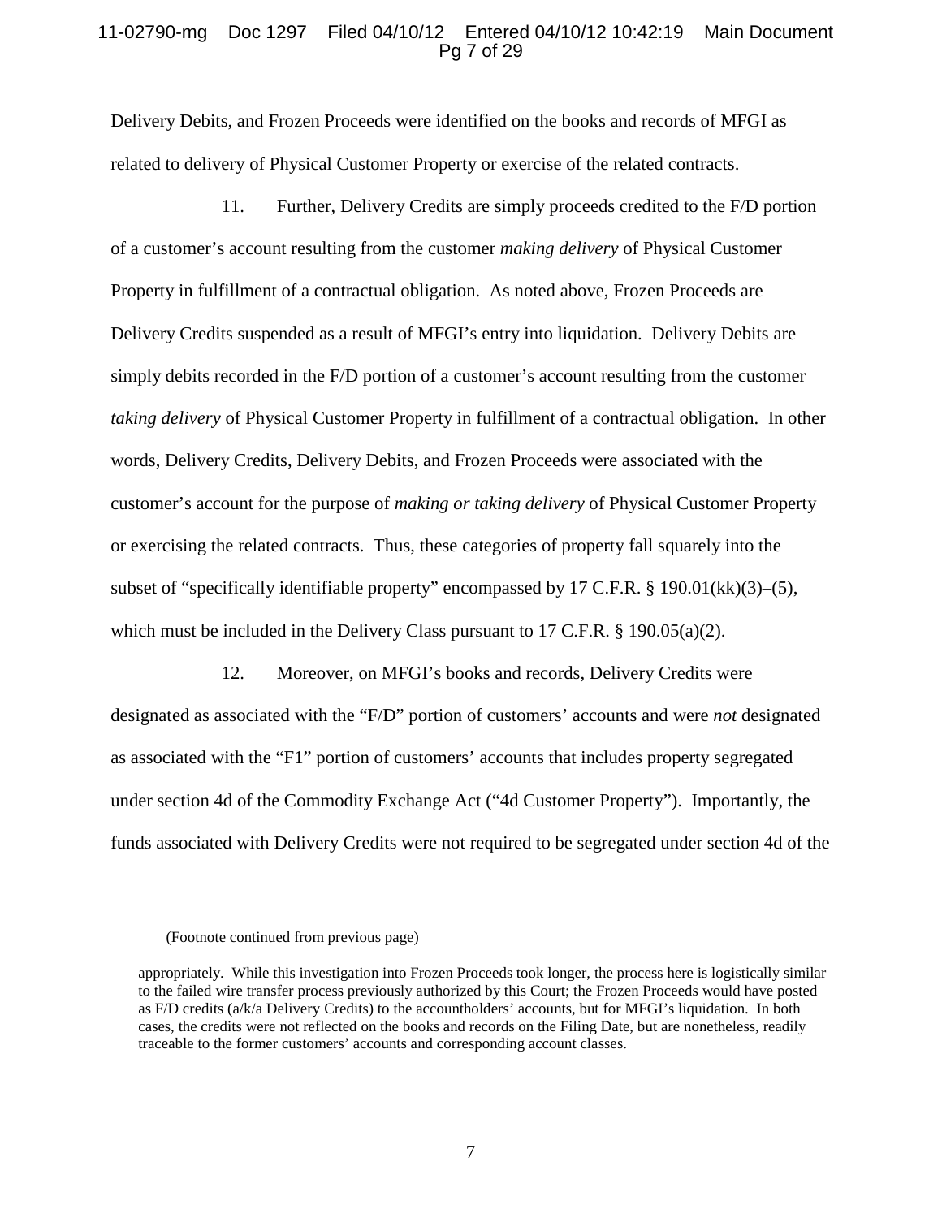Delivery Debits, and Frozen Proceeds were identified on the books and records of MFGI as related to delivery of Physical Customer Property or exercise of the related contracts.

11. Further, Delivery Credits are simply proceeds credited to the F/D portion of a customer's account resulting from the customer *making delivery* of Physical Customer Property in fulfillment of a contractual obligation. As noted above, Frozen Proceeds are Delivery Credits suspended as a result of MFGI's entry into liquidation. Delivery Debits are simply debits recorded in the F/D portion of a customer's account resulting from the customer *taking delivery* of Physical Customer Property in fulfillment of a contractual obligation. In other words, Delivery Credits, Delivery Debits, and Frozen Proceeds were associated with the customer's account for the purpose of *making or taking delivery* of Physical Customer Property or exercising the related contracts. Thus, these categories of property fall squarely into the subset of "specifically identifiable property" encompassed by 17 C.F.R. § 190.01(kk)(3)–(5), which must be included in the Delivery Class pursuant to 17 C.F.R. § 190.05(a)(2).

12. Moreover, on MFGI's books and records, Delivery Credits were designated as associated with the "F/D" portion of customers' accounts and were *not* designated as associated with the "F1" portion of customers' accounts that includes property segregated under section 4d of the Commodity Exchange Act ("4d Customer Property"). Importantly, the funds associated with Delivery Credits were not required to be segregated under section 4d of the

---

(Footnote continued from previous page)

appropriately. While this investigation into Frozen Proceeds took longer, the process here is logistically similar to the failed wire transfer process previously authorized by this Court; the Frozen Proceeds would have posted as F/D credits (a/k/a Delivery Credits) to the accountholders' accounts, but for MFGI's liquidation. In both cases, the credits were not reflected on the books and records on the Filing Date, but are nonetheless, readily traceable to the former customers' accounts and corresponding account classes.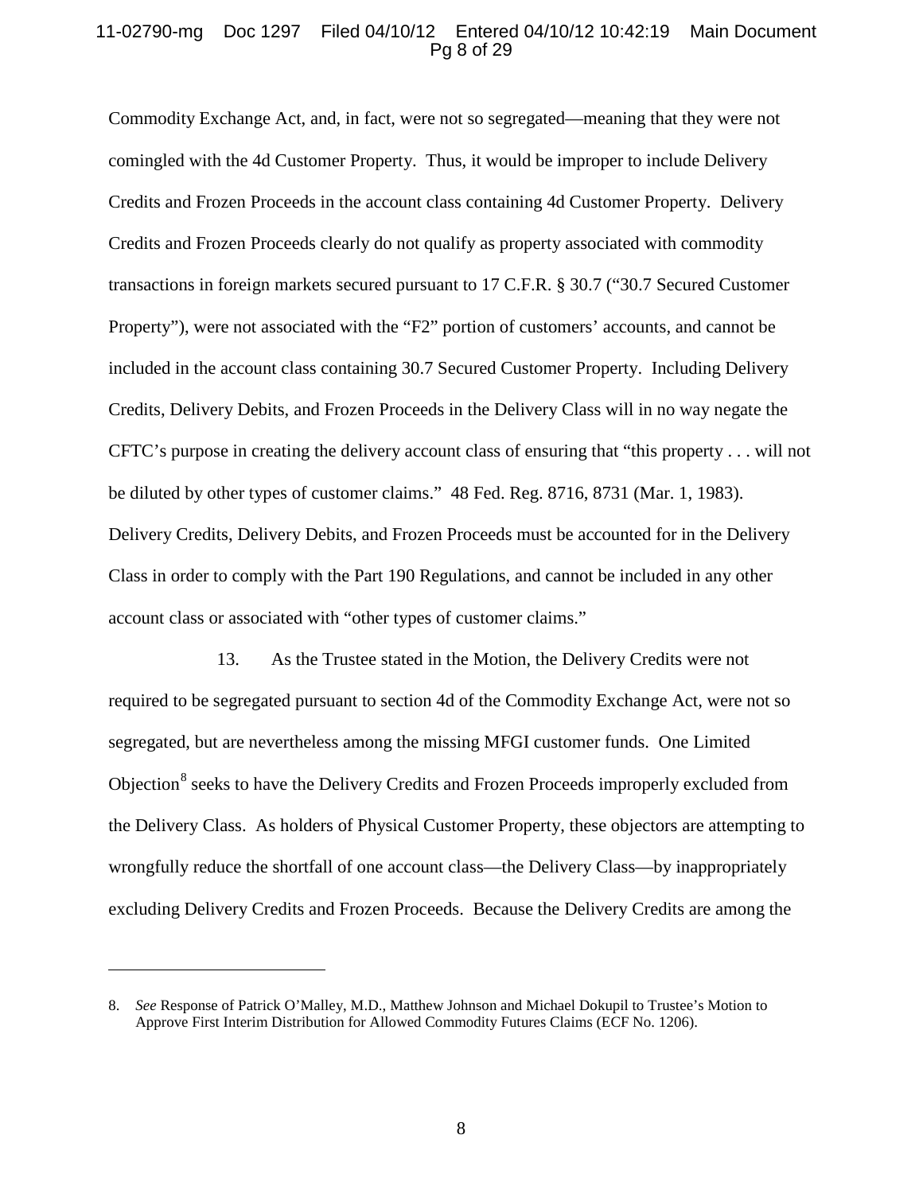Commodity Exchange Act, and, in fact, were not so segregated—meaning that they were not comingled with the 4d Customer Property. Thus, it would be improper to include Delivery Credits and Frozen Proceeds in the account class containing 4d Customer Property. Delivery Credits and Frozen Proceeds clearly do not qualify as property associated with commodity transactions in foreign markets secured pursuant to 17 C.F.R. § 30.7 ("30.7 Secured Customer Property"), were not associated with the "F2" portion of customers' accounts, and cannot be included in the account class containing 30.7 Secured Customer Property. Including Delivery Credits, Delivery Debits, and Frozen Proceeds in the Delivery Class will in no way negate the CFTC's purpose in creating the delivery account class of ensuring that "this property . . . will not be diluted by other types of customer claims." 48 Fed. Reg. 8716, 8731 (Mar. 1, 1983). Delivery Credits, Delivery Debits, and Frozen Proceeds must be accounted for in the Delivery Class in order to comply with the Part 190 Regulations, and cannot be included in any other account class or associated with "other types of customer claims."

13. As the Trustee stated in the Motion, the Delivery Credits were not required to be segregated pursuant to section 4d of the Commodity Exchange Act, were not so segregated, but are nevertheless among the missing MFGI customer funds. One Limited Objection[8] seeks to have the Delivery Credits and Frozen Proceeds improperly excluded from the Delivery Class. As holders of Physical Customer Property, these objectors are attempting to wrongfully reduce the shortfall of one account class—the Delivery Class—by inappropriately excluding Delivery Credits and Frozen Proceeds. Because the Delivery Credits are among the

---

8. *See* Response of Patrick O'Malley, M.D., Matthew Johnson and Michael Dokupil to Trustee's Motion to Approve First Interim Distribution for Allowed Commodity Futures Claims (ECF No. 1206).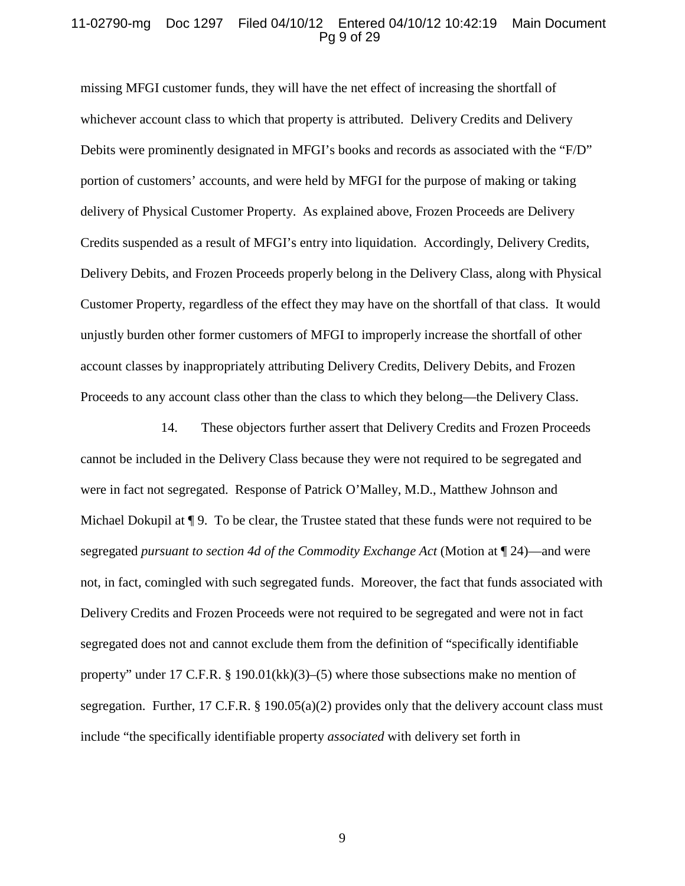missing MFGI customer funds, they will have the net effect of increasing the shortfall of whichever account class to which that property is attributed. Delivery Credits and Delivery Debits were prominently designated in MFGI's books and records as associated with the "F/D" portion of customers' accounts, and were held by MFGI for the purpose of making or taking delivery of Physical Customer Property. As explained above, Frozen Proceeds are Delivery Credits suspended as a result of MFGI's entry into liquidation. Accordingly, Delivery Credits, Delivery Debits, and Frozen Proceeds properly belong in the Delivery Class, along with Physical Customer Property, regardless of the effect they may have on the shortfall of that class. It would unjustly burden other former customers of MFGI to improperly increase the shortfall of other account classes by inappropriately attributing Delivery Credits, Delivery Debits, and Frozen Proceeds to any account class other than the class to which they belong—the Delivery Class.

14. These objectors further assert that Delivery Credits and Frozen Proceeds cannot be included in the Delivery Class because they were not required to be segregated and were in fact not segregated. Response of Patrick O'Malley, M.D., Matthew Johnson and Michael Dokupil at ¶ 9. To be clear, the Trustee stated that these funds were not required to be segregated *pursuant to section 4d of the Commodity Exchange Act* (Motion at ¶ 24)—and were not, in fact, comingled with such segregated funds. Moreover, the fact that funds associated with Delivery Credits and Frozen Proceeds were not required to be segregated and were not in fact segregated does not and cannot exclude them from the definition of "specifically identifiable property" under 17 C.F.R. § 190.01(kk)(3)–(5) where those subsections make no mention of segregation. Further, 17 C.F.R. § 190.05(a)(2) provides only that the delivery account class must include "the specifically identifiable property *associated* with delivery set forth in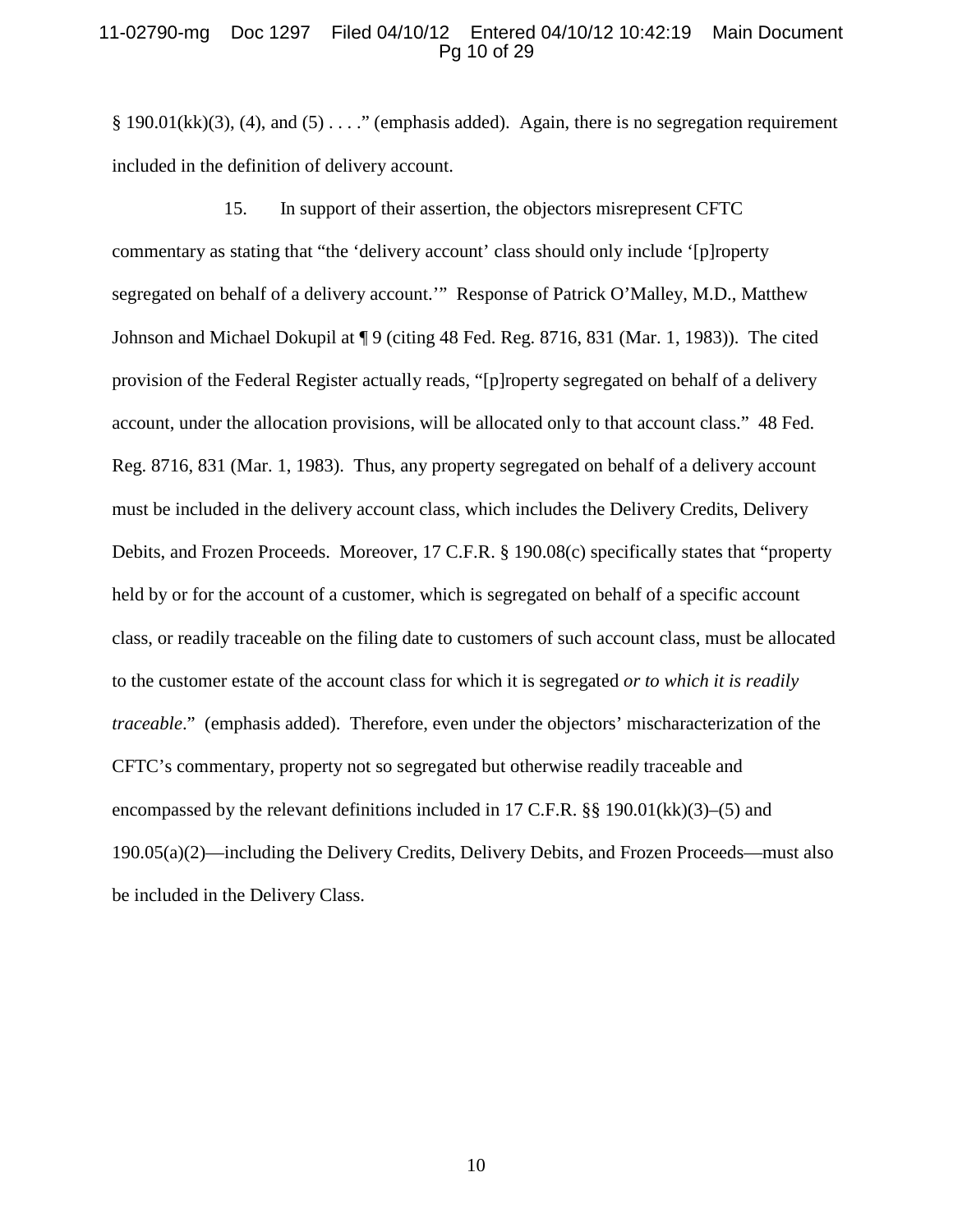§ 190.01(kk)(3), (4), and (5) . . . ." (emphasis added). Again, there is no segregation requirement included in the definition of delivery account.

15. In support of their assertion, the objectors misrepresent CFTC commentary as stating that "the 'delivery account' class should only include '[p]roperty segregated on behalf of a delivery account.'" Response of Patrick O'Malley, M.D., Matthew Johnson and Michael Dokupil at ¶ 9 (citing 48 Fed. Reg. 8716, 831 (Mar. 1, 1983)). The cited provision of the Federal Register actually reads, "[p]roperty segregated on behalf of a delivery account, under the allocation provisions, will be allocated only to that account class." 48 Fed. Reg. 8716, 831 (Mar. 1, 1983). Thus, any property segregated on behalf of a delivery account must be included in the delivery account class, which includes the Delivery Credits, Delivery Debits, and Frozen Proceeds. Moreover, 17 C.F.R. § 190.08(c) specifically states that "property held by or for the account of a customer, which is segregated on behalf of a specific account class, or readily traceable on the filing date to customers of such account class, must be allocated to the customer estate of the account class for which it is segregated *or to which it is readily traceable*." (emphasis added). Therefore, even under the objectors' mischaracterization of the CFTC's commentary, property not so segregated but otherwise readily traceable and encompassed by the relevant definitions included in 17 C.F.R. §§ 190.01(kk)(3)–(5) and 190.05(a)(2)—including the Delivery Credits, Delivery Debits, and Frozen Proceeds—must also be included in the Delivery Class.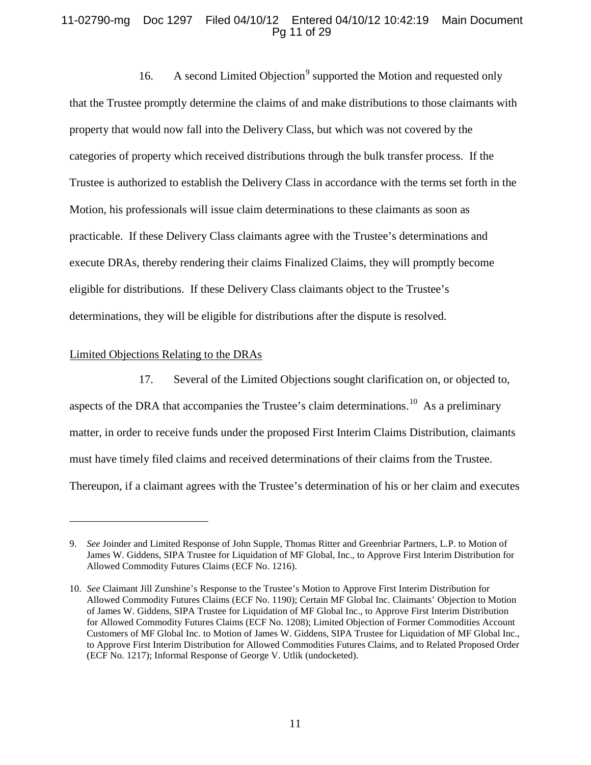16. A second Limited Objection[9] supported the Motion and requested only that the Trustee promptly determine the claims of and make distributions to those claimants with property that would now fall into the Delivery Class, but which was not covered by the categories of property which received distributions through the bulk transfer process. If the Trustee is authorized to establish the Delivery Class in accordance with the terms set forth in the Motion, his professionals will issue claim determinations to these claimants as soon as practicable. If these Delivery Class claimants agree with the Trustee's determinations and execute DRAs, thereby rendering their claims Finalized Claims, they will promptly become eligible for distributions. If these Delivery Class claimants object to the Trustee's determinations, they will be eligible for distributions after the dispute is resolved.

Limited Objections Relating to the DRAs

17. Several of the Limited Objections sought clarification on, or objected to, aspects of the DRA that accompanies the Trustee's claim determinations.[10] As a preliminary matter, in order to receive funds under the proposed First Interim Claims Distribution, claimants must have timely filed claims and received determinations of their claims from the Trustee. Thereupon, if a claimant agrees with the Trustee's determination of his or her claim and executes

---

9. *See* Joinder and Limited Response of John Supple, Thomas Ritter and Greenbriar Partners, L.P. to Motion of James W. Giddens, SIPA Trustee for Liquidation of MF Global, Inc., to Approve First Interim Distribution for Allowed Commodity Futures Claims (ECF No. 1216).

10. *See* Claimant Jill Zunshine's Response to the Trustee's Motion to Approve First Interim Distribution for Allowed Commodity Futures Claims (ECF No. 1190); Certain MF Global Inc. Claimants' Objection to Motion of James W. Giddens, SIPA Trustee for Liquidation of MF Global Inc., to Approve First Interim Distribution for Allowed Commodity Futures Claims (ECF No. 1208); Limited Objection of Former Commodities Account Customers of MF Global Inc. to Motion of James W. Giddens, SIPA Trustee for Liquidation of MF Global Inc., to Approve First Interim Distribution for Allowed Commodities Futures Claims, and to Related Proposed Order (ECF No. 1217); Informal Response of George V. Utlik (undocketed).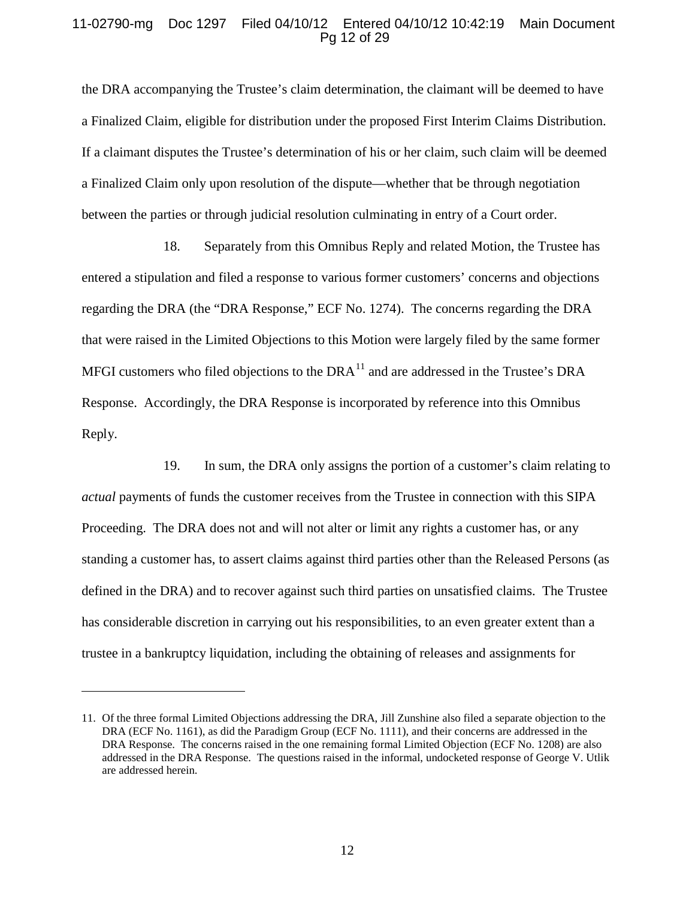the DRA accompanying the Trustee's claim determination, the claimant will be deemed to have a Finalized Claim, eligible for distribution under the proposed First Interim Claims Distribution. If a claimant disputes the Trustee's determination of his or her claim, such claim will be deemed a Finalized Claim only upon resolution of the dispute—whether that be through negotiation between the parties or through judicial resolution culminating in entry of a Court order.

18. Separately from this Omnibus Reply and related Motion, the Trustee has entered a stipulation and filed a response to various former customers' concerns and objections regarding the DRA (the "DRA Response," ECF No. 1274). The concerns regarding the DRA that were raised in the Limited Objections to this Motion were largely filed by the same former MFGI customers who filed objections to the DRA[11] and are addressed in the Trustee's DRA Response. Accordingly, the DRA Response is incorporated by reference into this Omnibus Reply.

19. In sum, the DRA only assigns the portion of a customer's claim relating to *actual* payments of funds the customer receives from the Trustee in connection with this SIPA Proceeding. The DRA does not and will not alter or limit any rights a customer has, or any standing a customer has, to assert claims against third parties other than the Released Persons (as defined in the DRA) and to recover against such third parties on unsatisfied claims. The Trustee has considerable discretion in carrying out his responsibilities, to an even greater extent than a trustee in a bankruptcy liquidation, including the obtaining of releases and assignments for

---

11. Of the three formal Limited Objections addressing the DRA, Jill Zunshine also filed a separate objection to the DRA (ECF No. 1161), as did the Paradigm Group (ECF No. 1111), and their concerns are addressed in the DRA Response. The concerns raised in the one remaining formal Limited Objection (ECF No. 1208) are also addressed in the DRA Response. The questions raised in the informal, undocketed response of George V. Utlik are addressed herein.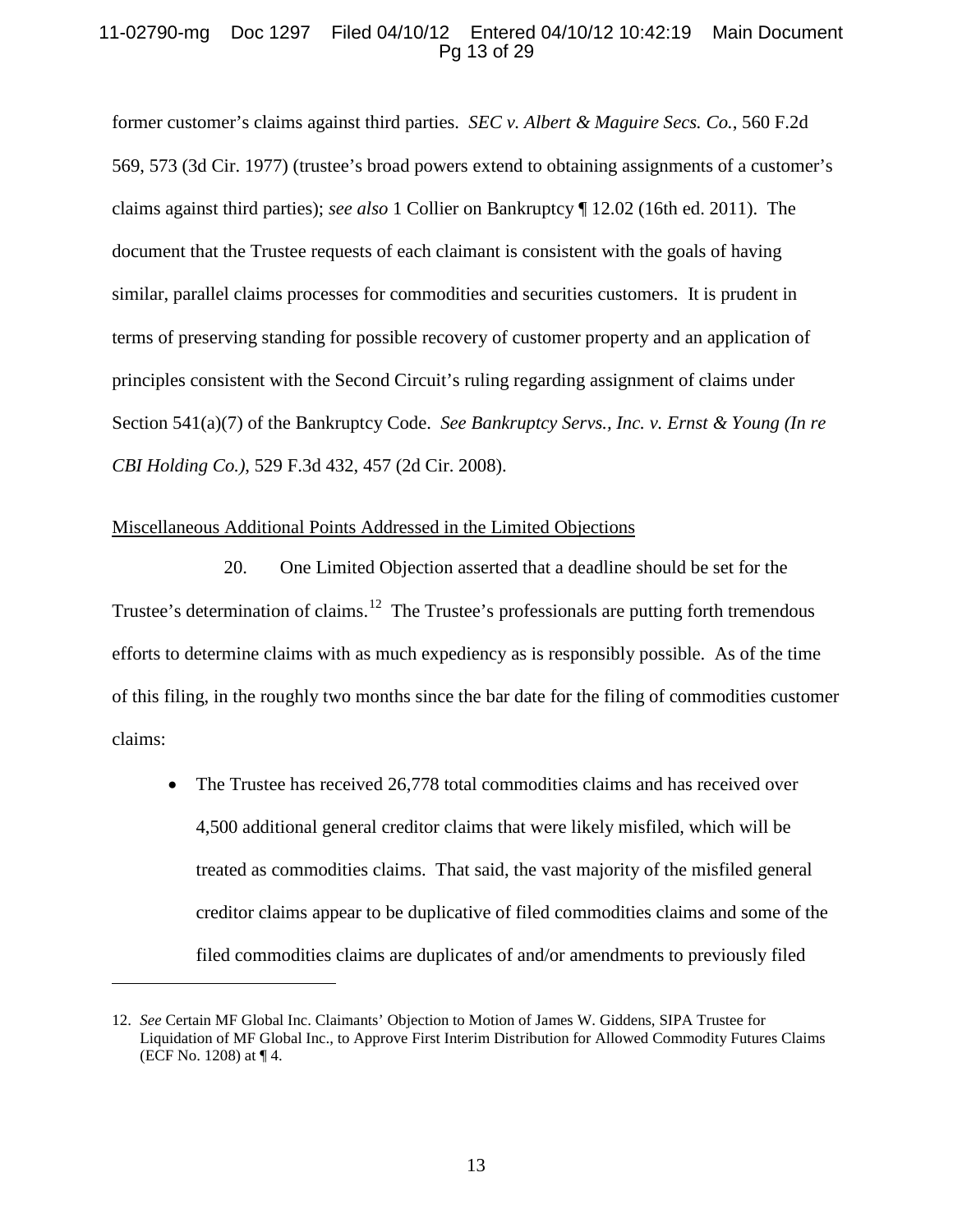former customer's claims against third parties. *SEC v. Albert & Maguire Secs. Co.*, 560 F.2d 569, 573 (3d Cir. 1977) (trustee's broad powers extend to obtaining assignments of a customer's claims against third parties); *see also* 1 Collier on Bankruptcy ¶ 12.02 (16th ed. 2011). The document that the Trustee requests of each claimant is consistent with the goals of having similar, parallel claims processes for commodities and securities customers. It is prudent in terms of preserving standing for possible recovery of customer property and an application of principles consistent with the Second Circuit's ruling regarding assignment of claims under Section 541(a)(7) of the Bankruptcy Code. *See Bankruptcy Servs., Inc. v. Ernst & Young (In re CBI Holding Co.)*, 529 F.3d 432, 457 (2d Cir. 2008).

Miscellaneous Additional Points Addressed in the Limited Objections

20. One Limited Objection asserted that a deadline should be set for the Trustee's determination of claims.[12] The Trustee's professionals are putting forth tremendous efforts to determine claims with as much expediency as is responsibly possible. As of the time of this filing, in the roughly two months since the bar date for the filing of commodities customer claims:

- The Trustee has received 26,778 total commodities claims and has received over 4,500 additional general creditor claims that were likely misfiled, which will be treated as commodities claims. That said, the vast majority of the misfiled general creditor claims appear to be duplicative of filed commodities claims and some of the filed commodities claims are duplicates of and/or amendments to previously filed

---

12. *See* Certain MF Global Inc. Claimants' Objection to Motion of James W. Giddens, SIPA Trustee for Liquidation of MF Global Inc., to Approve First Interim Distribution for Allowed Commodity Futures Claims (ECF No. 1208) at ¶ 4.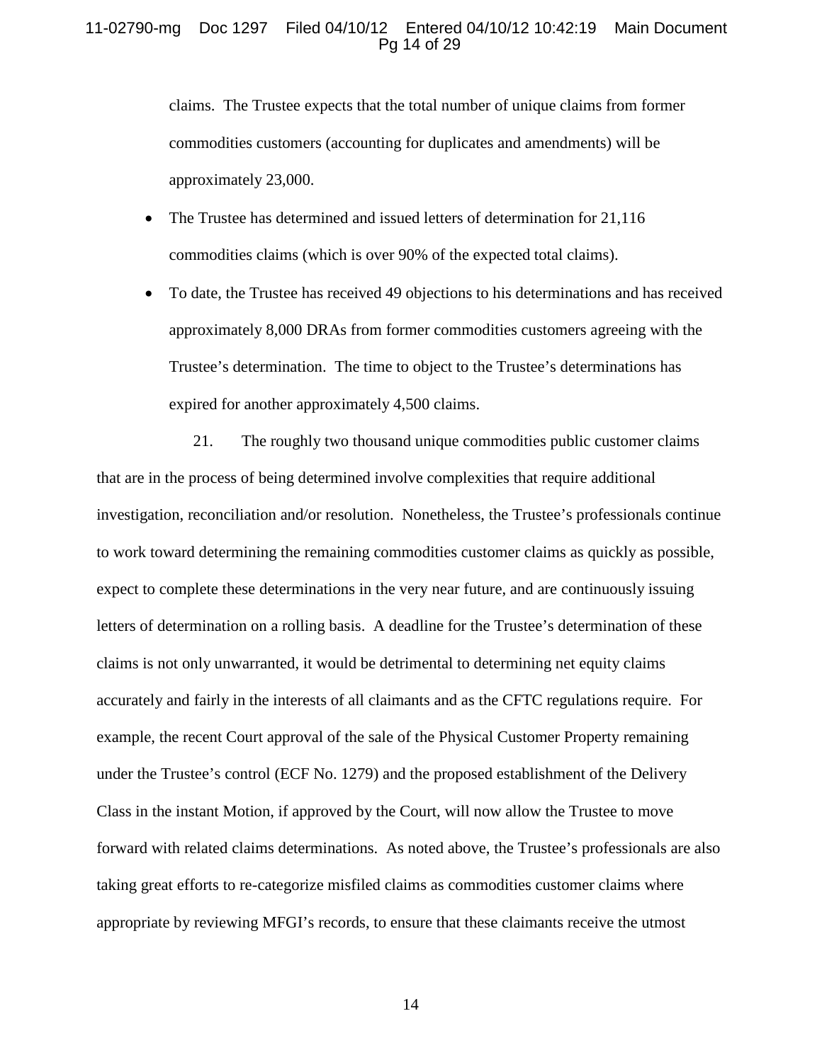claims. The Trustee expects that the total number of unique claims from former commodities customers (accounting for duplicates and amendments) will be approximately 23,000.

- The Trustee has determined and issued letters of determination for 21,116 commodities claims (which is over 90% of the expected total claims).
- To date, the Trustee has received 49 objections to his determinations and has received approximately 8,000 DRAs from former commodities customers agreeing with the Trustee's determination. The time to object to the Trustee's determinations has expired for another approximately 4,500 claims.

21. The roughly two thousand unique commodities public customer claims that are in the process of being determined involve complexities that require additional investigation, reconciliation and/or resolution. Nonetheless, the Trustee's professionals continue to work toward determining the remaining commodities customer claims as quickly as possible, expect to complete these determinations in the very near future, and are continuously issuing letters of determination on a rolling basis. A deadline for the Trustee's determination of these claims is not only unwarranted, it would be detrimental to determining net equity claims accurately and fairly in the interests of all claimants and as the CFTC regulations require. For example, the recent Court approval of the sale of the Physical Customer Property remaining under the Trustee's control (ECF No. 1279) and the proposed establishment of the Delivery Class in the instant Motion, if approved by the Court, will now allow the Trustee to move forward with related claims determinations. As noted above, the Trustee's professionals are also taking great efforts to re-categorize misfiled claims as commodities customer claims where appropriate by reviewing MFGI's records, to ensure that these claimants receive the utmost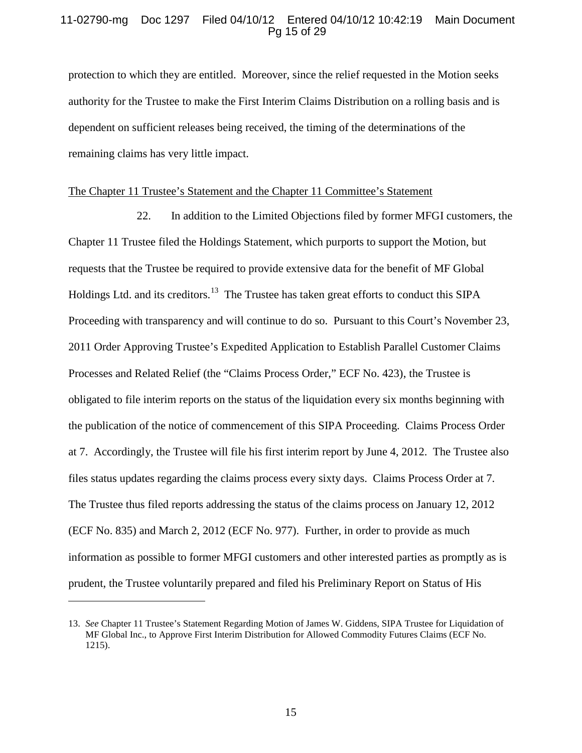protection to which they are entitled. Moreover, since the relief requested in the Motion seeks authority for the Trustee to make the First Interim Claims Distribution on a rolling basis and is dependent on sufficient releases being received, the timing of the determinations of the remaining claims has very little impact.

<u>The Chapter 11 Trustee's Statement and the Chapter 11 Committee's Statement</u>

22. In addition to the Limited Objections filed by former MFGI customers, the Chapter 11 Trustee filed the Holdings Statement, which purports to support the Motion, but requests that the Trustee be required to provide extensive data for the benefit of MF Global Holdings Ltd. and its creditors.[13] The Trustee has taken great efforts to conduct this SIPA Proceeding with transparency and will continue to do so. Pursuant to this Court's November 23, 2011 Order Approving Trustee's Expedited Application to Establish Parallel Customer Claims Processes and Related Relief (the "Claims Process Order," ECF No. 423), the Trustee is obligated to file interim reports on the status of the liquidation every six months beginning with the publication of the notice of commencement of this SIPA Proceeding. Claims Process Order at 7. Accordingly, the Trustee will file his first interim report by June 4, 2012. The Trustee also files status updates regarding the claims process every sixty days. Claims Process Order at 7. The Trustee thus filed reports addressing the status of the claims process on January 12, 2012 (ECF No. 835) and March 2, 2012 (ECF No. 977). Further, in order to provide as much information as possible to former MFGI customers and other interested parties as promptly as is prudent, the Trustee voluntarily prepared and filed his Preliminary Report on Status of His

---

13. *See* Chapter 11 Trustee's Statement Regarding Motion of James W. Giddens, SIPA Trustee for Liquidation of MF Global Inc., to Approve First Interim Distribution for Allowed Commodity Futures Claims (ECF No. 1215).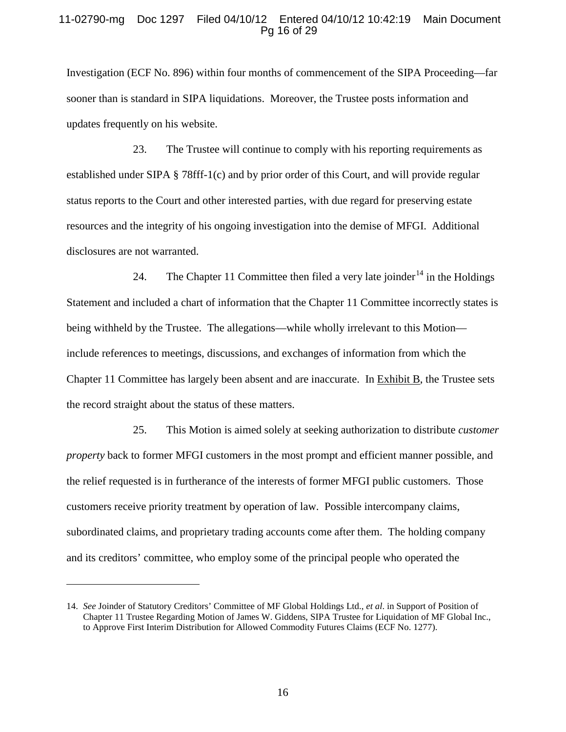Investigation (ECF No. 896) within four months of commencement of the SIPA Proceeding—far sooner than is standard in SIPA liquidations. Moreover, the Trustee posts information and updates frequently on his website.

23. The Trustee will continue to comply with his reporting requirements as established under SIPA § 78fff-1(c) and by prior order of this Court, and will provide regular status reports to the Court and other interested parties, with due regard for preserving estate resources and the integrity of his ongoing investigation into the demise of MFGI. Additional disclosures are not warranted.

24. The Chapter 11 Committee then filed a very late joinder[14] in the Holdings Statement and included a chart of information that the Chapter 11 Committee incorrectly states is being withheld by the Trustee. The allegations—while wholly irrelevant to this Motion—include references to meetings, discussions, and exchanges of information from which the Chapter 11 Committee has largely been absent and are inaccurate. In Exhibit B, the Trustee sets the record straight about the status of these matters.

25. This Motion is aimed solely at seeking authorization to distribute *customer property* back to former MFGI customers in the most prompt and efficient manner possible, and the relief requested is in furtherance of the interests of former MFGI public customers. Those customers receive priority treatment by operation of law. Possible intercompany claims, subordinated claims, and proprietary trading accounts come after them. The holding company and its creditors' committee, who employ some of the principal people who operated the

---

14. *See* Joinder of Statutory Creditors' Committee of MF Global Holdings Ltd., *et al*. in Support of Position of Chapter 11 Trustee Regarding Motion of James W. Giddens, SIPA Trustee for Liquidation of MF Global Inc., to Approve First Interim Distribution for Allowed Commodity Futures Claims (ECF No. 1277).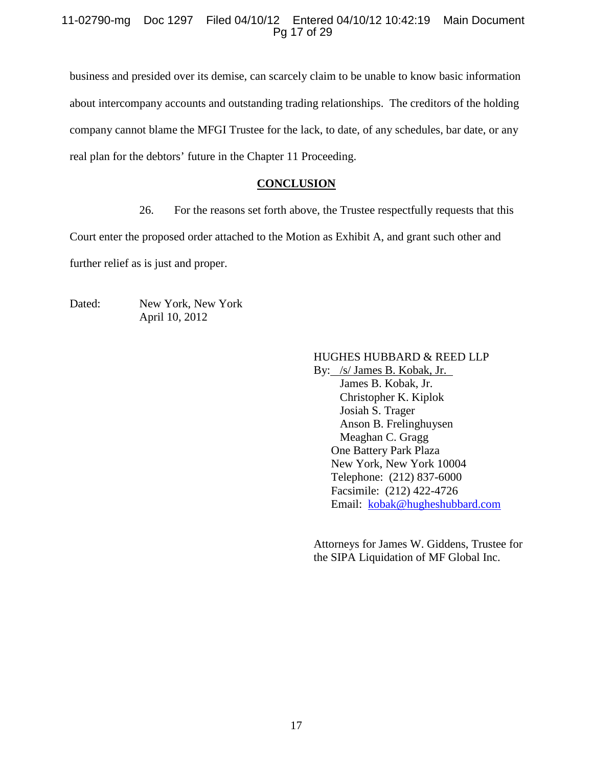business and presided over its demise, can scarcely claim to be unable to know basic information about intercompany accounts and outstanding trading relationships. The creditors of the holding company cannot blame the MFGI Trustee for the lack, to date, of any schedules, bar date, or any real plan for the debtors' future in the Chapter 11 Proceeding.

## CONCLUSION

26. For the reasons set forth above, the Trustee respectfully requests that this Court enter the proposed order attached to the Motion as Exhibit A, and grant such other and further relief as is just and proper.

Dated: New York, New York
April 10, 2012

HUGHES HUBBARD & REED LLP
By: /s/ James B. Kobak, Jr.
James B. Kobak, Jr.
Christopher K. Kiplok
Josiah S. Trager
Anson B. Frelinghuysen
Meaghan C. Gragg
One Battery Park Plaza
New York, New York 10004
Telephone: (212) 837-6000
Facsimile: (212) 422-4726
Email: kobak@hugheshubbard.com

Attorneys for James W. Giddens, Trustee for the SIPA Liquidation of MF Global Inc.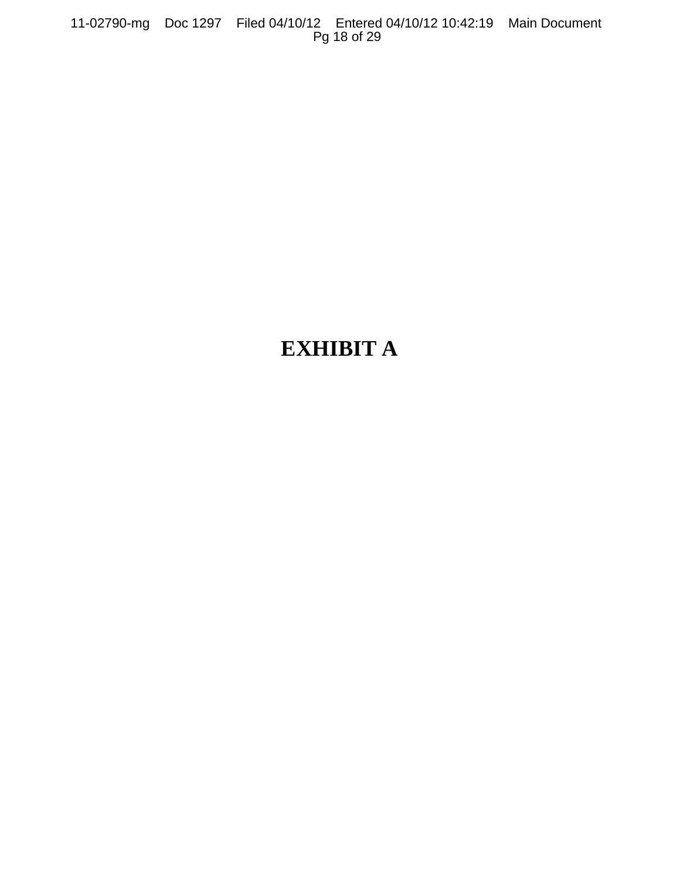# EXHIBIT A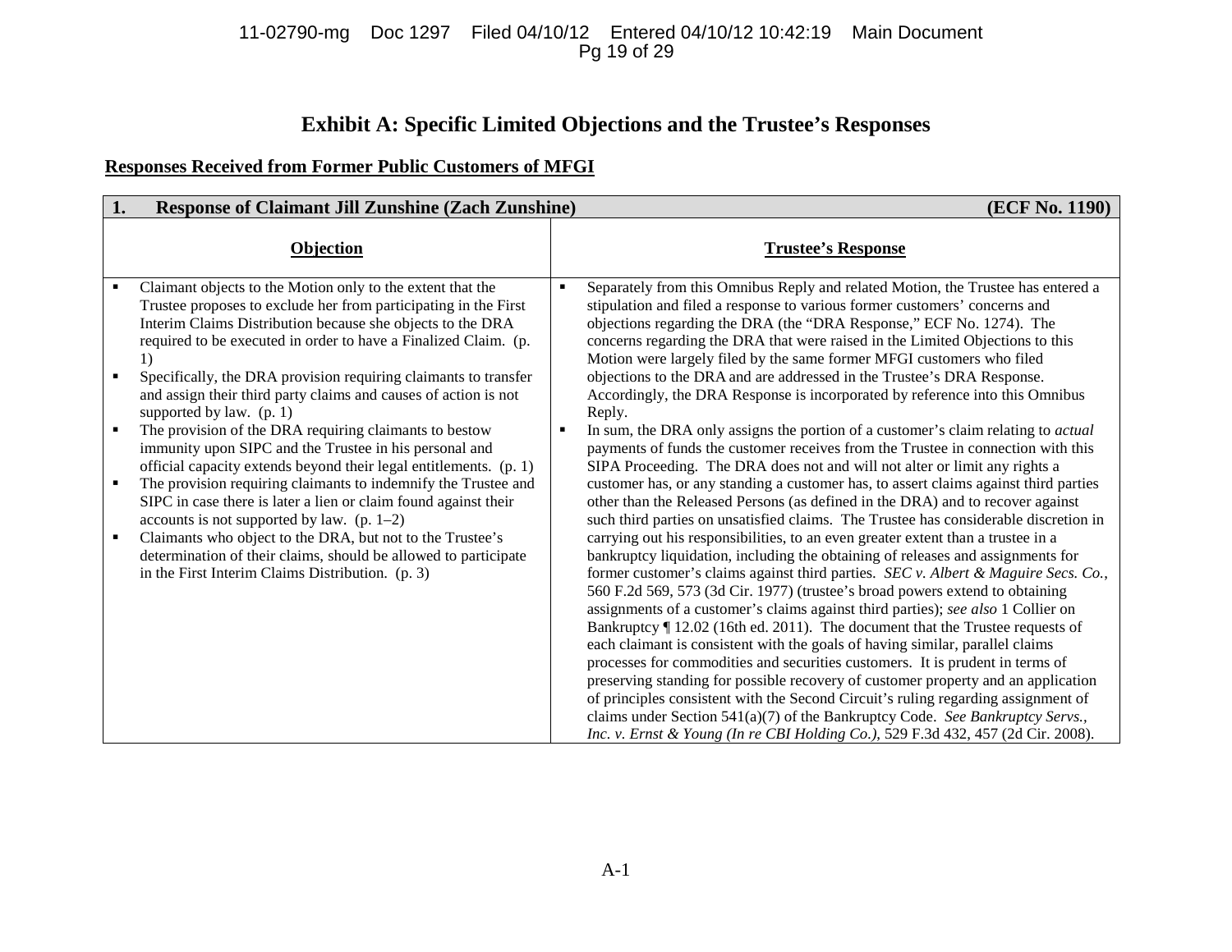# Exhibit A: Specific Limited Objections and the Trustee's Responses

## Responses Received from Former Public Customers of MFGI

| **1. Response of Claimant Jill Zunshine (Zach Zunshine)** | **(ECF No. 1190)** |
|---|---|
| **Objection** | **Trustee's Response** |
| ▪ Claimant objects to the Motion only to the extent that the Trustee proposes to exclude her from participating in the First Interim Claims Distribution because she objects to the DRA required to be executed in order to have a Finalized Claim. (p. 1)<br>▪ Specifically, the DRA provision requiring claimants to transfer and assign their third party claims and causes of action is not supported by law. (p. 1)<br>▪ The provision of the DRA requiring claimants to bestow immunity upon SIPC and the Trustee in his personal and official capacity extends beyond their legal entitlements. (p. 1)<br>▪ The provision requiring claimants to indemnify the Trustee and SIPC in case there is later a lien or claim found against their accounts is not supported by law. (p. 1–2)<br>▪ Claimants who object to the DRA, but not to the Trustee's determination of their claims, should be allowed to participate in the First Interim Claims Distribution. (p. 3) | ▪ Separately from this Omnibus Reply and related Motion, the Trustee has entered a stipulation and filed a response to various former customers' concerns and objections regarding the DRA (the "DRA Response," ECF No. 1274). The concerns regarding the DRA that were raised in the Limited Objections to this Motion were largely filed by the same former MFGI customers who filed objections to the DRA and are addressed in the Trustee's DRA Response. Accordingly, the DRA Response is incorporated by reference into this Omnibus Reply.<br>▪ In sum, the DRA only assigns the portion of a customer's claim relating to *actual* payments of funds the customer receives from the Trustee in connection with this SIPA Proceeding. The DRA does not and will not alter or limit any rights a customer has, or any standing a customer has, to assert claims against third parties other than the Released Persons (as defined in the DRA) and to recover against such third parties on unsatisfied claims. The Trustee has considerable discretion in carrying out his responsibilities, to an even greater extent than a trustee in a bankruptcy liquidation, including the obtaining of releases and assignments for former customer's claims against third parties. *SEC v. Albert & Maguire Secs. Co.*, 560 F.2d 569, 573 (3d Cir. 1977) (trustee's broad powers extend to obtaining assignments of a customer's claims against third parties); *see also* 1 Collier on Bankruptcy ¶ 12.02 (16th ed. 2011). The document that the Trustee requests of each claimant is consistent with the goals of having similar, parallel claims processes for commodities and securities customers. It is prudent in terms of preserving standing for possible recovery of customer property and an application of principles consistent with the Second Circuit's ruling regarding assignment of claims under Section 541(a)(7) of the Bankruptcy Code. *See Bankruptcy Servs., Inc. v. Ernst & Young (In re CBI Holding Co.)*, 529 F.3d 432, 457 (2d Cir. 2008). |

A-1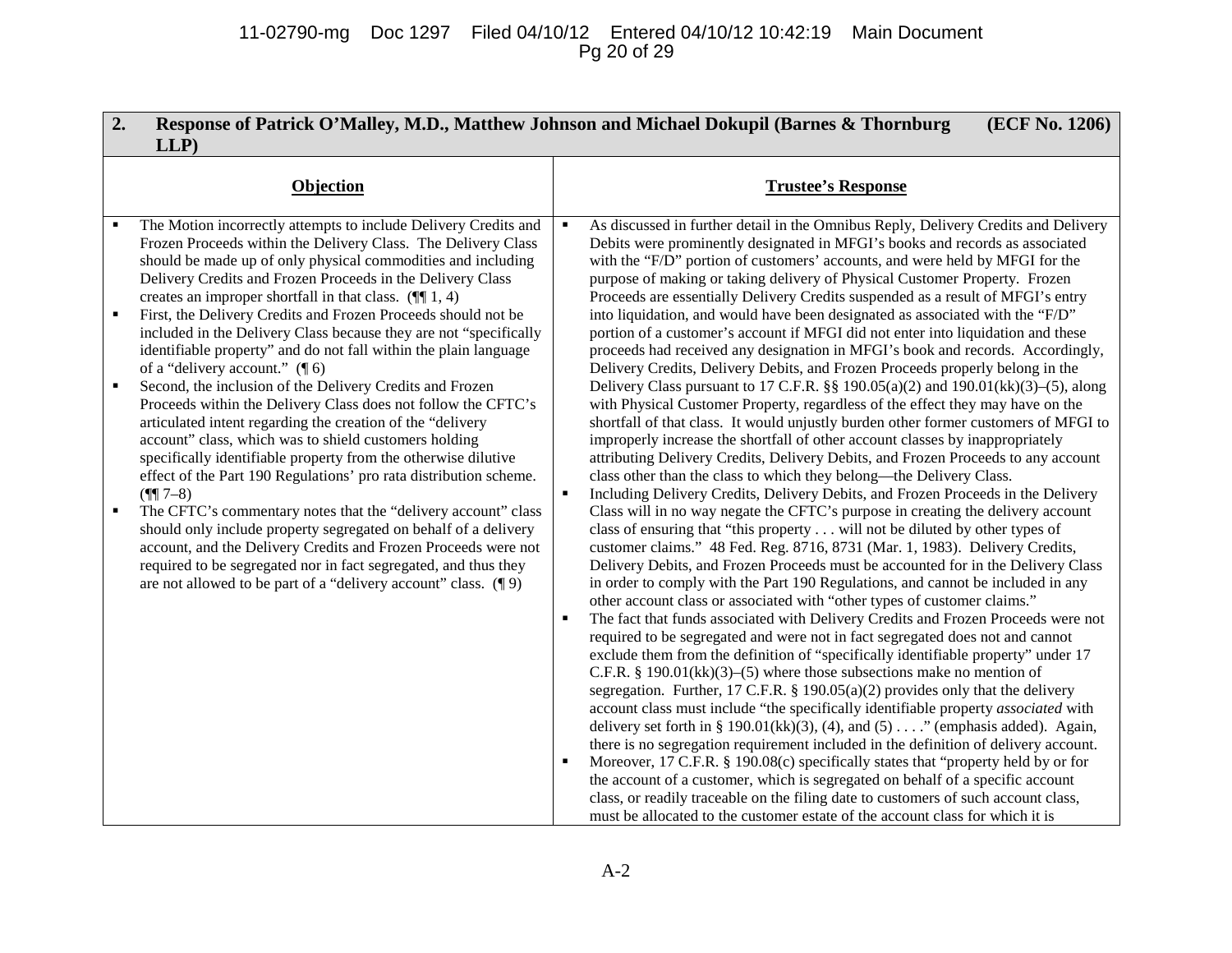| 2. Response of Patrick O'Malley, M.D., Matthew Johnson and Michael Dokupil (Barnes & Thornburg LLP) (ECF No. 1206) | |
|---|---|
| **Objection** | **Trustee's Response** |
| ▪ The Motion incorrectly attempts to include Delivery Credits and Frozen Proceeds within the Delivery Class. The Delivery Class should be made up of only physical commodities and including Delivery Credits and Frozen Proceeds in the Delivery Class creates an improper shortfall in that class. (¶¶ 1, 4)<br>▪ First, the Delivery Credits and Frozen Proceeds should not be included in the Delivery Class because they are not "specifically identifiable property" and do not fall within the plain language of a "delivery account." (¶ 6)<br>▪ Second, the inclusion of the Delivery Credits and Frozen Proceeds within the Delivery Class does not follow the CFTC's articulated intent regarding the creation of the "delivery account" class, which was to shield customers holding specifically identifiable property from the otherwise dilutive effect of the Part 190 Regulations' pro rata distribution scheme. (¶¶ 7–8)<br>▪ The CFTC's commentary notes that the "delivery account" class should only include property segregated on behalf of a delivery account, and the Delivery Credits and Frozen Proceeds were not required to be segregated nor in fact segregated, and thus they are not allowed to be part of a "delivery account" class. (¶ 9) | ▪ As discussed in further detail in the Omnibus Reply, Delivery Credits and Delivery Debits were prominently designated in MFGI's books and records as associated with the "F/D" portion of customers' accounts, and were held by MFGI for the purpose of making or taking delivery of Physical Customer Property. Frozen Proceeds are essentially Delivery Credits suspended as a result of MFGI's entry into liquidation, and would have been designated as associated with the "F/D" portion of a customer's account if MFGI did not enter into liquidation and these proceeds had received any designation in MFGI's book and records. Accordingly, Delivery Credits, Delivery Debits, and Frozen Proceeds properly belong in the Delivery Class pursuant to 17 C.F.R. §§ 190.05(a)(2) and 190.01(kk)(3)–(5), along with Physical Customer Property, regardless of the effect they may have on the shortfall of that class. It would unjustly burden other former customers of MFGI to improperly increase the shortfall of other account classes by inappropriately attributing Delivery Credits, Delivery Debits, and Frozen Proceeds to any account class other than the class to which they belong—the Delivery Class.<br>▪ Including Delivery Credits, Delivery Debits, and Frozen Proceeds in the Delivery Class will in no way negate the CFTC's purpose in creating the delivery account class of ensuring that "this property . . . will not be diluted by other types of customer claims." 48 Fed. Reg. 8716, 8731 (Mar. 1, 1983). Delivery Credits, Delivery Debits, and Frozen Proceeds must be accounted for in the Delivery Class in order to comply with the Part 190 Regulations, and cannot be included in any other account class or associated with "other types of customer claims."<br>▪ The fact that funds associated with Delivery Credits and Frozen Proceeds were not required to be segregated and were not in fact segregated does not and cannot exclude them from the definition of "specifically identifiable property" under 17 C.F.R. § 190.01(kk)(3)–(5) where those subsections make no mention of segregation. Further, 17 C.F.R. § 190.05(a)(2) provides only that the delivery account class must include "the specifically identifiable property *associated* with delivery set forth in § 190.01(kk)(3), (4), and (5) . . . ." (emphasis added). Again, there is no segregation requirement included in the definition of delivery account.<br>▪ Moreover, 17 C.F.R. § 190.08(c) specifically states that "property held by or for the account of a customer, which is segregated on behalf of a specific account class, or readily traceable on the filing date to customers of such account class, must be allocated to the customer estate of the account class for which it is |

A-2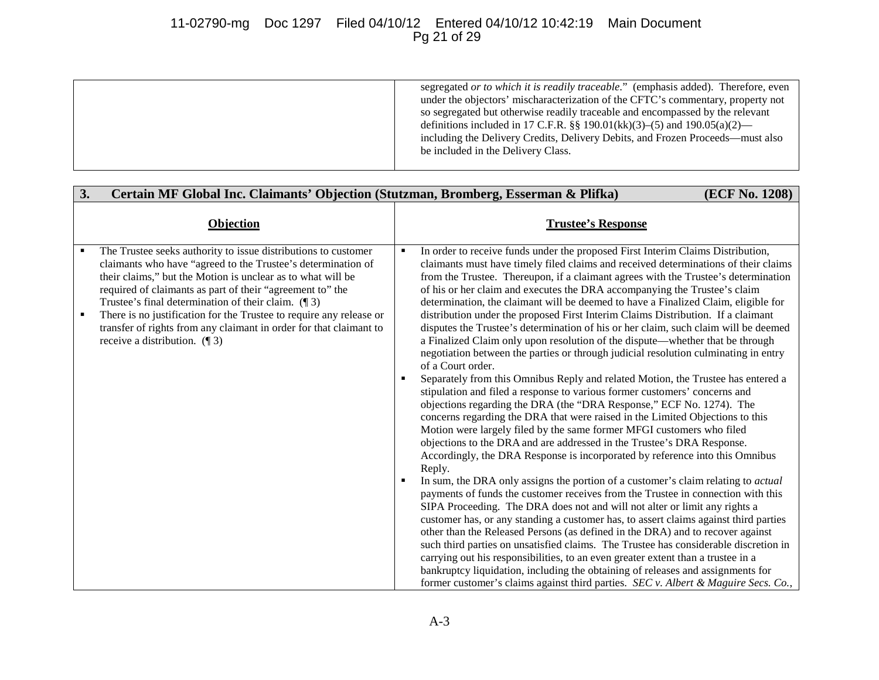| | |
|---|---|
| | segregated *or to which it is readily traceable*." (emphasis added). Therefore, even under the objectors' mischaracterization of the CFTC's commentary, property not so segregated but otherwise readily traceable and encompassed by the relevant definitions included in 17 C.F.R. §§ 190.01(kk)(3)–(5) and 190.05(a)(2)—including the Delivery Credits, Delivery Debits, and Frozen Proceeds—must also be included in the Delivery Class. |

| **3. Certain MF Global Inc. Claimants' Objection (Stutzman, Bromberg, Esserman & Plifka)** | **(ECF No. 1208)** |
|---|---|
| **Objection** | **Trustee's Response** |
| ▪ The Trustee seeks authority to issue distributions to customer claimants who have "agreed to the Trustee's determination of their claims," but the Motion is unclear as to what will be required of claimants as part of their "agreement to" the Trustee's final determination of their claim. (¶ 3)<br>▪ There is no justification for the Trustee to require any release or transfer of rights from any claimant in order for that claimant to receive a distribution. (¶ 3) | ▪ In order to receive funds under the proposed First Interim Claims Distribution, claimants must have timely filed claims and received determinations of their claims from the Trustee. Thereupon, if a claimant agrees with the Trustee's determination of his or her claim and executes the DRA accompanying the Trustee's claim determination, the claimant will be deemed to have a Finalized Claim, eligible for distribution under the proposed First Interim Claims Distribution. If a claimant disputes the Trustee's determination of his or her claim, such claim will be deemed a Finalized Claim only upon resolution of the dispute—whether that be through negotiation between the parties or through judicial resolution culminating in entry of a Court order.<br>▪ Separately from this Omnibus Reply and related Motion, the Trustee has entered a stipulation and filed a response to various former customers' concerns and objections regarding the DRA (the "DRA Response," ECF No. 1274). The concerns regarding the DRA that were raised in the Limited Objections to this Motion were largely filed by the same former MFGI customers who filed objections to the DRA and are addressed in the Trustee's DRA Response. Accordingly, the DRA Response is incorporated by reference into this Omnibus Reply.<br>▪ In sum, the DRA only assigns the portion of a customer's claim relating to *actual* payments of funds the customer receives from the Trustee in connection with this SIPA Proceeding. The DRA does not and will not alter or limit any rights a customer has, or any standing a customer has, to assert claims against third parties other than the Released Persons (as defined in the DRA) and to recover against such third parties on unsatisfied claims. The Trustee has considerable discretion in carrying out his responsibilities, to an even greater extent than a trustee in a bankruptcy liquidation, including the obtaining of releases and assignments for former customer's claims against third parties. *SEC v. Albert & Maguire Secs. Co.*, |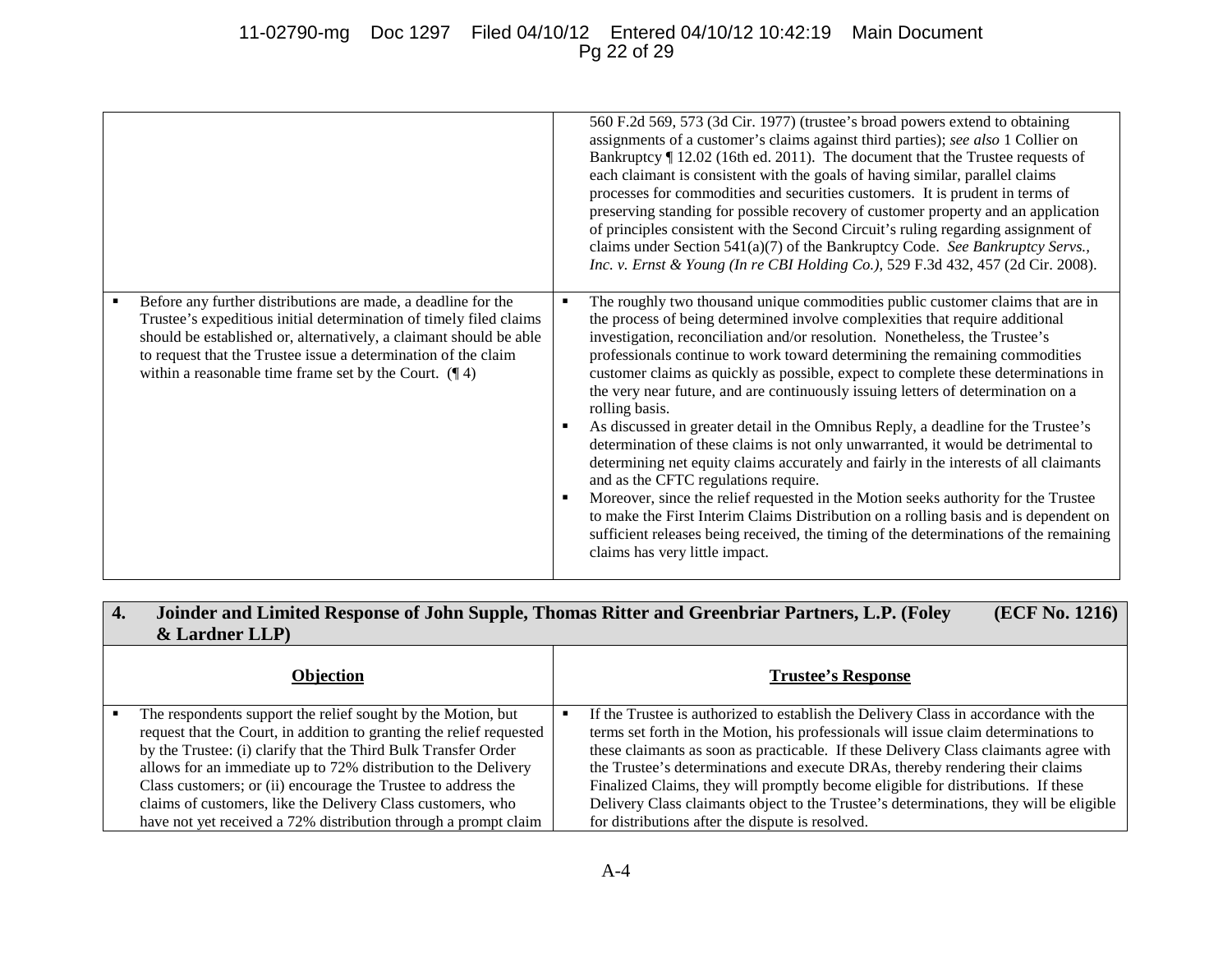| | |
|---|---|
| | 560 F.2d 569, 573 (3d Cir. 1977) (trustee's broad powers extend to obtaining assignments of a customer's claims against third parties); *see also* 1 Collier on Bankruptcy ¶ 12.02 (16th ed. 2011). The document that the Trustee requests of each claimant is consistent with the goals of having similar, parallel claims processes for commodities and securities customers. It is prudent in terms of preserving standing for possible recovery of customer property and an application of principles consistent with the Second Circuit's ruling regarding assignment of claims under Section 541(a)(7) of the Bankruptcy Code. *See Bankruptcy Servs., Inc. v. Ernst & Young (In re CBI Holding Co.),* 529 F.3d 432, 457 (2d Cir. 2008). |
| ▪ Before any further distributions are made, a deadline for the Trustee's expeditious initial determination of timely filed claims should be established or, alternatively, a claimant should be able to request that the Trustee issue a determination of the claim within a reasonable time frame set by the Court. (¶ 4) | ▪ The roughly two thousand unique commodities public customer claims that are in the process of being determined involve complexities that require additional investigation, reconciliation and/or resolution. Nonetheless, the Trustee's professionals continue to work toward determining the remaining commodities customer claims as quickly as possible, expect to complete these determinations in the very near future, and are continuously issuing letters of determination on a rolling basis.<br>▪ As discussed in greater detail in the Omnibus Reply, a deadline for the Trustee's determination of these claims is not only unwarranted, it would be detrimental to determining net equity claims accurately and fairly in the interests of all claimants and as the CFTC regulations require.<br>▪ Moreover, since the relief requested in the Motion seeks authority for the Trustee to make the First Interim Claims Distribution on a rolling basis and is dependent on sufficient releases being received, the timing of the determinations of the remaining claims has very little impact. |

| **4. Joinder and Limited Response of John Supple, Thomas Ritter and Greenbriar Partners, L.P. (Foley & Lardner LLP)** | **(ECF No. 1216)** |
|---|---|
| **Objection** | **Trustee's Response** |
| ▪ The respondents support the relief sought by the Motion, but request that the Court, in addition to granting the relief requested by the Trustee: (i) clarify that the Third Bulk Transfer Order allows for an immediate up to 72% distribution to the Delivery Class customers; or (ii) encourage the Trustee to address the claims of customers, like the Delivery Class customers, who have not yet received a 72% distribution through a prompt claim | ▪ If the Trustee is authorized to establish the Delivery Class in accordance with the terms set forth in the Motion, his professionals will issue claim determinations to these claimants as soon as practicable. If these Delivery Class claimants agree with the Trustee's determinations and execute DRAs, thereby rendering their claims Finalized Claims, they will promptly become eligible for distributions. If these Delivery Class claimants object to the Trustee's determinations, they will be eligible for distributions after the dispute is resolved. |

A-4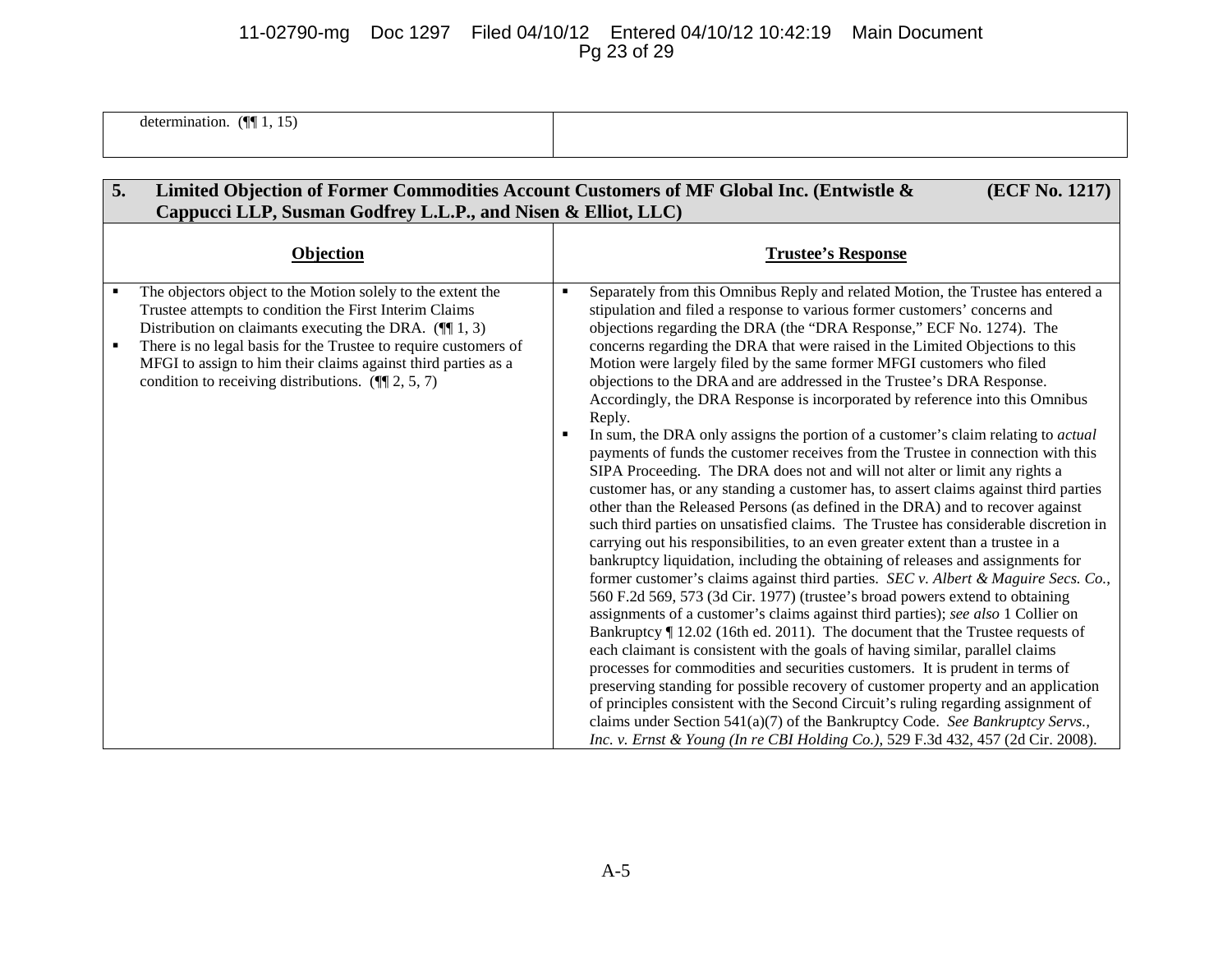| determination. (¶¶ 1, 15) | |
|---|---|

| **5. Limited Objection of Former Commodities Account Customers of MF Global Inc. (Entwistle & Cappucci LLP, Susman Godfrey L.L.P., and Nisen & Elliot, LLC)** | **(ECF No. 1217)** |
|---|---|
| **Objection** | **Trustee's Response** |
| ▪ The objectors object to the Motion solely to the extent the Trustee attempts to condition the First Interim Claims Distribution on claimants executing the DRA. (¶¶ 1, 3)<br>▪ There is no legal basis for the Trustee to require customers of MFGI to assign to him their claims against third parties as a condition to receiving distributions. (¶¶ 2, 5, 7) | ▪ Separately from this Omnibus Reply and related Motion, the Trustee has entered a stipulation and filed a response to various former customers' concerns and objections regarding the DRA (the "DRA Response," ECF No. 1274). The concerns regarding the DRA that were raised in the Limited Objections to this Motion were largely filed by the same former MFGI customers who filed objections to the DRA and are addressed in the Trustee's DRA Response. Accordingly, the DRA Response is incorporated by reference into this Omnibus Reply.<br>▪ In sum, the DRA only assigns the portion of a customer's claim relating to *actual* payments of funds the customer receives from the Trustee in connection with this SIPA Proceeding. The DRA does not and will not alter or limit any rights a customer has, or any standing a customer has, to assert claims against third parties other than the Released Persons (as defined in the DRA) and to recover against such third parties on unsatisfied claims. The Trustee has considerable discretion in carrying out his responsibilities, to an even greater extent than a trustee in a bankruptcy liquidation, including the obtaining of releases and assignments for former customer's claims against third parties. *SEC v. Albert & Maguire Secs. Co.*, 560 F.2d 569, 573 (3d Cir. 1977) (trustee's broad powers extend to obtaining assignments of a customer's claims against third parties); *see also* 1 Collier on Bankruptcy ¶ 12.02 (16th ed. 2011). The document that the Trustee requests of each claimant is consistent with the goals of having similar, parallel claims processes for commodities and securities customers. It is prudent in terms of preserving standing for possible recovery of customer property and an application of principles consistent with the Second Circuit's ruling regarding assignment of claims under Section 541(a)(7) of the Bankruptcy Code. *See Bankruptcy Servs., Inc. v. Ernst & Young (In re CBI Holding Co.)*, 529 F.3d 432, 457 (2d Cir. 2008). |

A-5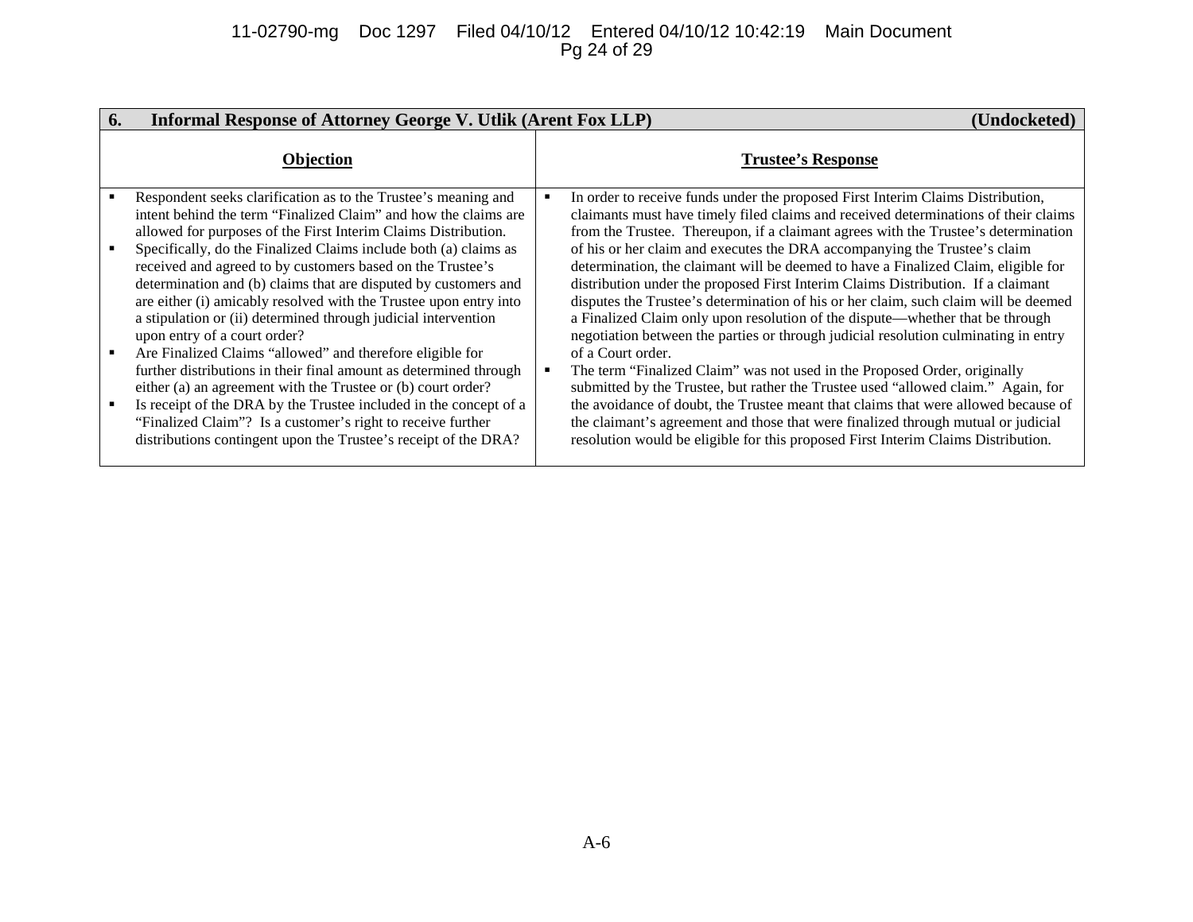| 6. Informal Response of Attorney George V. Utlik (Arent Fox LLP) | (Undocketed) |
|---|---|
| **Objection** | **Trustee's Response** |
| ▪ Respondent seeks clarification as to the Trustee's meaning and intent behind the term "Finalized Claim" and how the claims are allowed for purposes of the First Interim Claims Distribution.<br>▪ Specifically, do the Finalized Claims include both (a) claims as received and agreed to by customers based on the Trustee's determination and (b) claims that are disputed by customers and are either (i) amicably resolved with the Trustee upon entry into a stipulation or (ii) determined through judicial intervention upon entry of a court order?<br>▪ Are Finalized Claims "allowed" and therefore eligible for further distributions in their final amount as determined through either (a) an agreement with the Trustee or (b) court order?<br>▪ Is receipt of the DRA by the Trustee included in the concept of a "Finalized Claim"? Is a customer's right to receive further distributions contingent upon the Trustee's receipt of the DRA? | ▪ In order to receive funds under the proposed First Interim Claims Distribution, claimants must have timely filed claims and received determinations of their claims from the Trustee. Thereupon, if a claimant agrees with the Trustee's determination of his or her claim and executes the DRA accompanying the Trustee's claim determination, the claimant will be deemed to have a Finalized Claim, eligible for distribution under the proposed First Interim Claims Distribution. If a claimant disputes the Trustee's determination of his or her claim, such claim will be deemed a Finalized Claim only upon resolution of the dispute—whether that be through negotiation between the parties or through judicial resolution culminating in entry of a Court order.<br>▪ The term "Finalized Claim" was not used in the Proposed Order, originally submitted by the Trustee, but rather the Trustee used "allowed claim." Again, for the avoidance of doubt, the Trustee meant that claims that were allowed because of the claimant's agreement and those that were finalized through mutual or judicial resolution would be eligible for this proposed First Interim Claims Distribution. |

A-6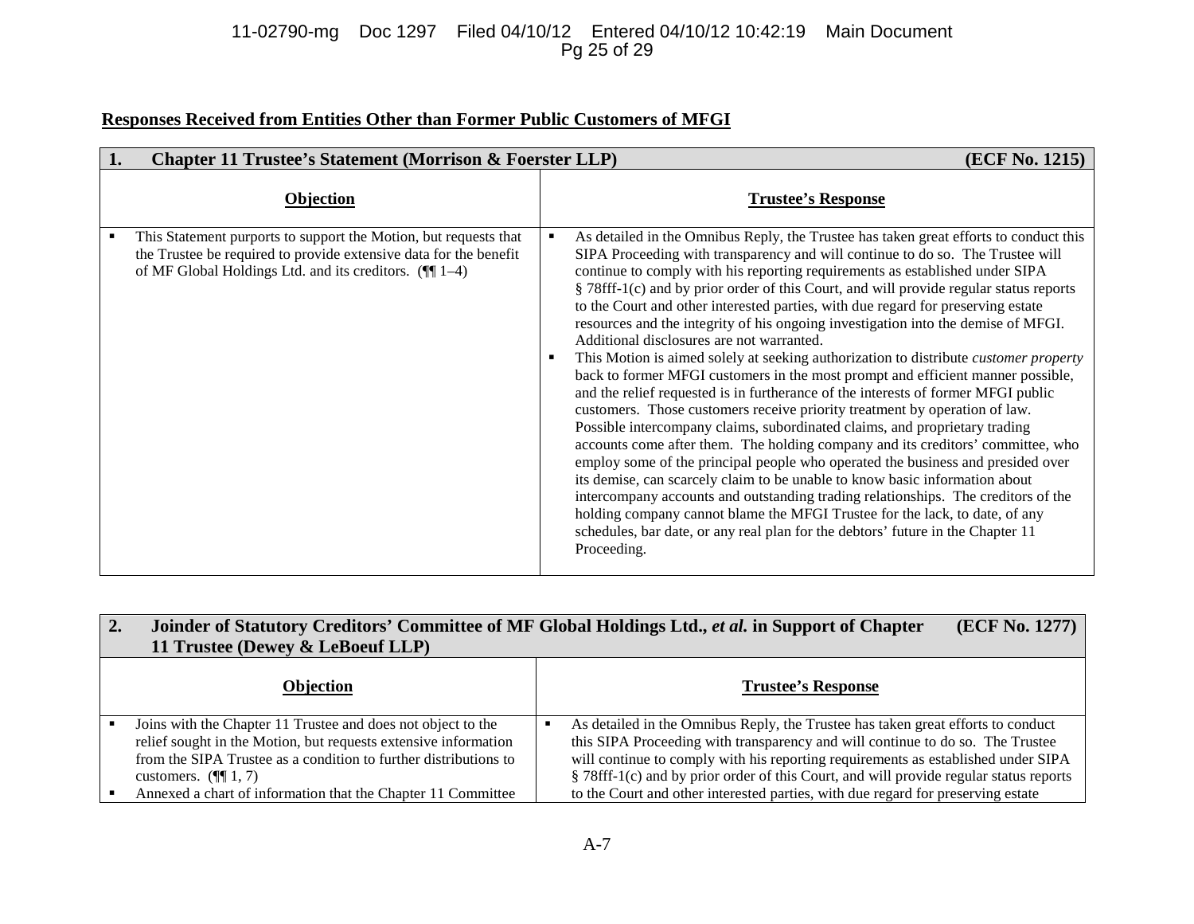**Responses Received from Entities Other than Former Public Customers of MFGI**

| **1. Chapter 11 Trustee's Statement (Morrison & Foerster LLP)** | **(ECF No. 1215)** |
|---|---|
| **Objection** | **Trustee's Response** |
| ▪ This Statement purports to support the Motion, but requests that the Trustee be required to provide extensive data for the benefit of MF Global Holdings Ltd. and its creditors. (¶¶ 1–4) | ▪ As detailed in the Omnibus Reply, the Trustee has taken great efforts to conduct this SIPA Proceeding with transparency and will continue to do so. The Trustee will continue to comply with his reporting requirements as established under SIPA § 78fff-1(c) and by prior order of this Court, and will provide regular status reports to the Court and other interested parties, with due regard for preserving estate resources and the integrity of his ongoing investigation into the demise of MFGI. Additional disclosures are not warranted.<br>▪ This Motion is aimed solely at seeking authorization to distribute *customer property* back to former MFGI customers in the most prompt and efficient manner possible, and the relief requested is in furtherance of the interests of former MFGI public customers. Those customers receive priority treatment by operation of law. Possible intercompany claims, subordinated claims, and proprietary trading accounts come after them. The holding company and its creditors' committee, who employ some of the principal people who operated the business and presided over its demise, can scarcely claim to be unable to know basic information about intercompany accounts and outstanding trading relationships. The creditors of the holding company cannot blame the MFGI Trustee for the lack, to date, of any schedules, bar date, or any real plan for the debtors' future in the Chapter 11 Proceeding. |

| **2. Joinder of Statutory Creditors' Committee of MF Global Holdings Ltd., *et al.* in Support of Chapter 11 Trustee (Dewey & LeBoeuf LLP)** | **(ECF No. 1277)** |
|---|---|
| **Objection** | **Trustee's Response** |
| ▪ Joins with the Chapter 11 Trustee and does not object to the relief sought in the Motion, but requests extensive information from the SIPA Trustee as a condition to further distributions to customers. (¶¶ 1, 7)<br>▪ Annexed a chart of information that the Chapter 11 Committee | ▪ As detailed in the Omnibus Reply, the Trustee has taken great efforts to conduct this SIPA Proceeding with transparency and will continue to do so. The Trustee will continue to comply with his reporting requirements as established under SIPA § 78fff-1(c) and by prior order of this Court, and will provide regular status reports to the Court and other interested parties, with due regard for preserving estate |

A-7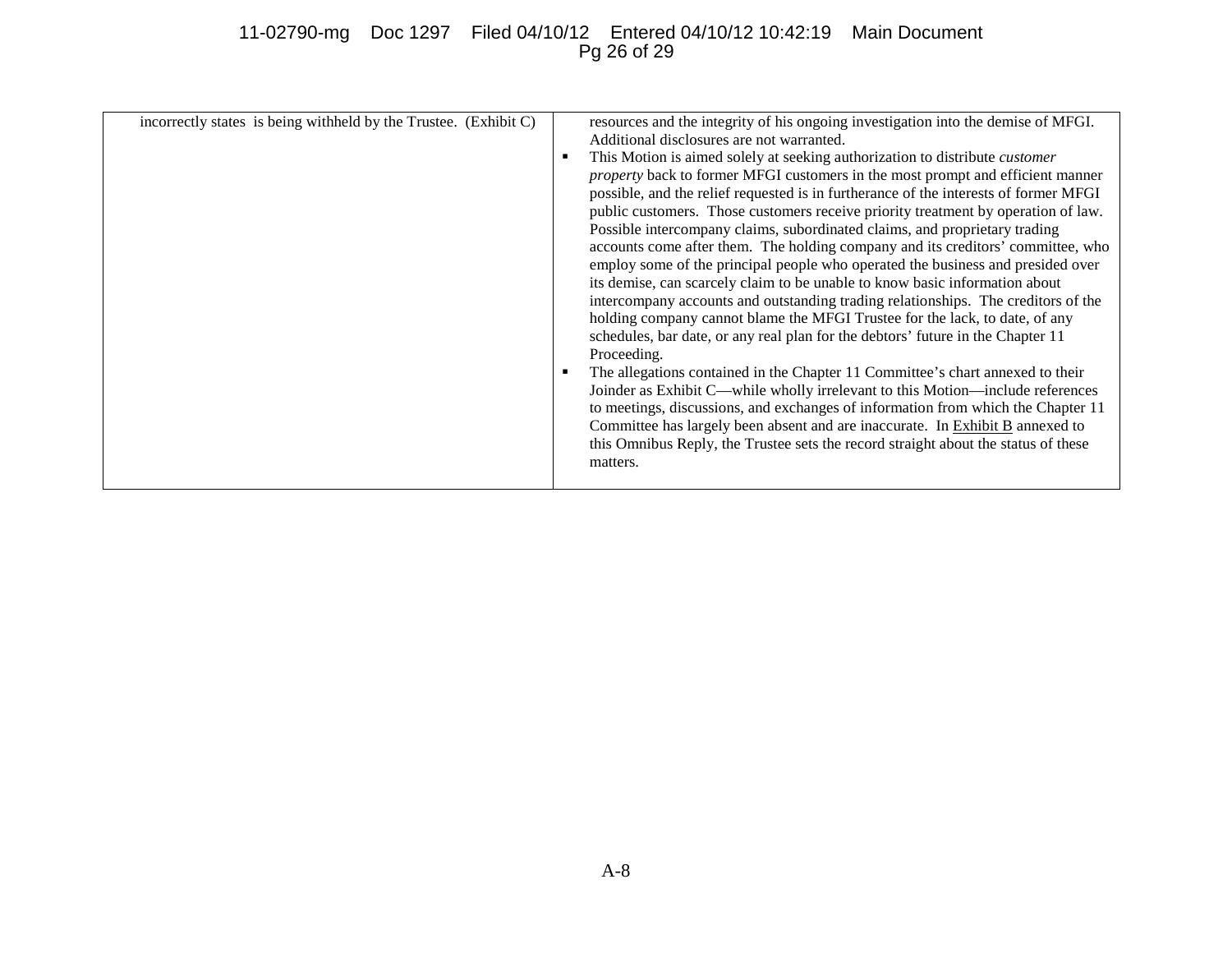| | |
|---|---|
| incorrectly states is being withheld by the Trustee. (Exhibit C) | resources and the integrity of his ongoing investigation into the demise of MFGI. Additional disclosures are not warranted.<br>▪ This Motion is aimed solely at seeking authorization to distribute *customer property* back to former MFGI customers in the most prompt and efficient manner possible, and the relief requested is in furtherance of the interests of former MFGI public customers. Those customers receive priority treatment by operation of law. Possible intercompany claims, subordinated claims, and proprietary trading accounts come after them. The holding company and its creditors' committee, who employ some of the principal people who operated the business and presided over its demise, can scarcely claim to be unable to know basic information about intercompany accounts and outstanding trading relationships. The creditors of the holding company cannot blame the MFGI Trustee for the lack, to date, of any schedules, bar date, or any real plan for the debtors' future in the Chapter 11 Proceeding.<br>▪ The allegations contained in the Chapter 11 Committee's chart annexed to their Joinder as Exhibit C—while wholly irrelevant to this Motion—include references to meetings, discussions, and exchanges of information from which the Chapter 11 Committee has largely been absent and are inaccurate. In Exhibit B annexed to this Omnibus Reply, the Trustee sets the record straight about the status of these matters. |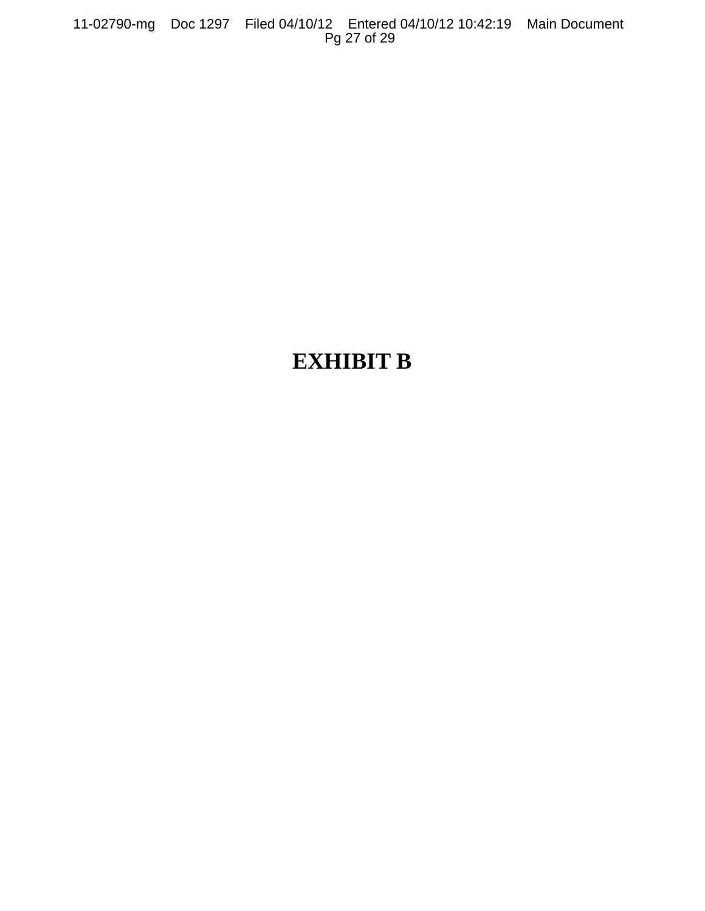# EXHIBIT B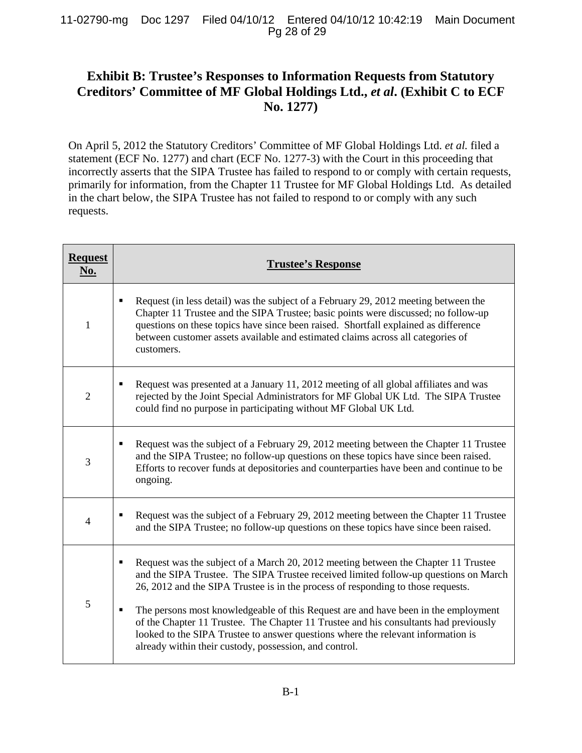## Exhibit B: Trustee's Responses to Information Requests from Statutory Creditors' Committee of MF Global Holdings Ltd., *et al*. (Exhibit C to ECF No. 1277)

On April 5, 2012 the Statutory Creditors' Committee of MF Global Holdings Ltd. *et al.* filed a statement (ECF No. 1277) and chart (ECF No. 1277-3) with the Court in this proceeding that incorrectly asserts that the SIPA Trustee has failed to respond to or comply with certain requests, primarily for information, from the Chapter 11 Trustee for MF Global Holdings Ltd. As detailed in the chart below, the SIPA Trustee has not failed to respond to or comply with any such requests.

| **Request No.** | **Trustee's Response** |
|---|---|
| 1 | ▪ Request (in less detail) was the subject of a February 29, 2012 meeting between the Chapter 11 Trustee and the SIPA Trustee; basic points were discussed; no follow-up questions on these topics have since been raised. Shortfall explained as difference between customer assets available and estimated claims across all categories of customers. |
| 2 | ▪ Request was presented at a January 11, 2012 meeting of all global affiliates and was rejected by the Joint Special Administrators for MF Global UK Ltd. The SIPA Trustee could find no purpose in participating without MF Global UK Ltd. |
| 3 | ▪ Request was the subject of a February 29, 2012 meeting between the Chapter 11 Trustee and the SIPA Trustee; no follow-up questions on these topics have since been raised. Efforts to recover funds at depositories and counterparties have been and continue to be ongoing. |
| 4 | ▪ Request was the subject of a February 29, 2012 meeting between the Chapter 11 Trustee and the SIPA Trustee; no follow-up questions on these topics have since been raised. |
| 5 | ▪ Request was the subject of a March 20, 2012 meeting between the Chapter 11 Trustee and the SIPA Trustee. The SIPA Trustee received limited follow-up questions on March 26, 2012 and the SIPA Trustee is in the process of responding to those requests.<br><br>▪ The persons most knowledgeable of this Request are and have been in the employment of the Chapter 11 Trustee. The Chapter 11 Trustee and his consultants had previously looked to the SIPA Trustee to answer questions where the relevant information is already within their custody, possession, and control. |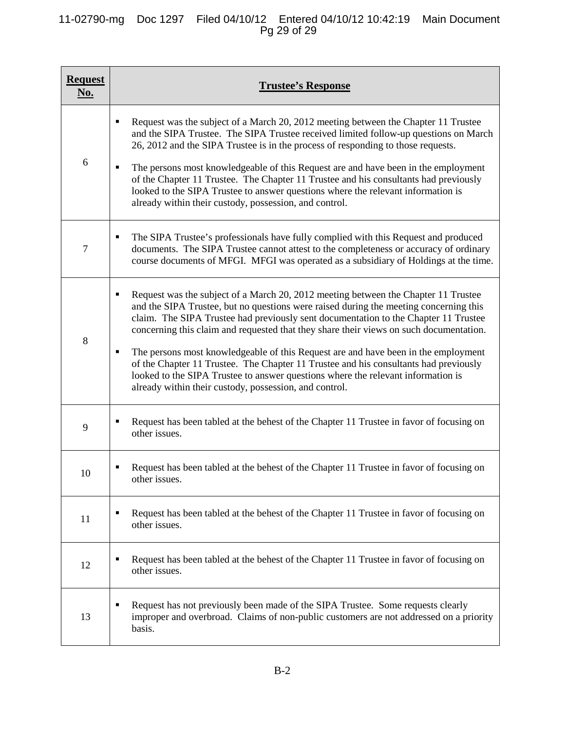| Request No. | Trustee's Response |
|---|---|
| 6 | ▪ Request was the subject of a March 20, 2012 meeting between the Chapter 11 Trustee and the SIPA Trustee. The SIPA Trustee received limited follow-up questions on March 26, 2012 and the SIPA Trustee is in the process of responding to those requests.<br>▪ The persons most knowledgeable of this Request are and have been in the employment of the Chapter 11 Trustee. The Chapter 11 Trustee and his consultants had previously looked to the SIPA Trustee to answer questions where the relevant information is already within their custody, possession, and control. |
| 7 | ▪ The SIPA Trustee's professionals have fully complied with this Request and produced documents. The SIPA Trustee cannot attest to the completeness or accuracy of ordinary course documents of MFGI. MFGI was operated as a subsidiary of Holdings at the time. |
| 8 | ▪ Request was the subject of a March 20, 2012 meeting between the Chapter 11 Trustee and the SIPA Trustee, but no questions were raised during the meeting concerning this claim. The SIPA Trustee had previously sent documentation to the Chapter 11 Trustee concerning this claim and requested that they share their views on such documentation.<br>▪ The persons most knowledgeable of this Request are and have been in the employment of the Chapter 11 Trustee. The Chapter 11 Trustee and his consultants had previously looked to the SIPA Trustee to answer questions where the relevant information is already within their custody, possession, and control. |
| 9 | ▪ Request has been tabled at the behest of the Chapter 11 Trustee in favor of focusing on other issues. |
| 10 | ▪ Request has been tabled at the behest of the Chapter 11 Trustee in favor of focusing on other issues. |
| 11 | ▪ Request has been tabled at the behest of the Chapter 11 Trustee in favor of focusing on other issues. |
| 12 | ▪ Request has been tabled at the behest of the Chapter 11 Trustee in favor of focusing on other issues. |
| 13 | ▪ Request has not previously been made of the SIPA Trustee. Some requests clearly improper and overbroad. Claims of non-public customers are not addressed on a priority basis. |

B-2